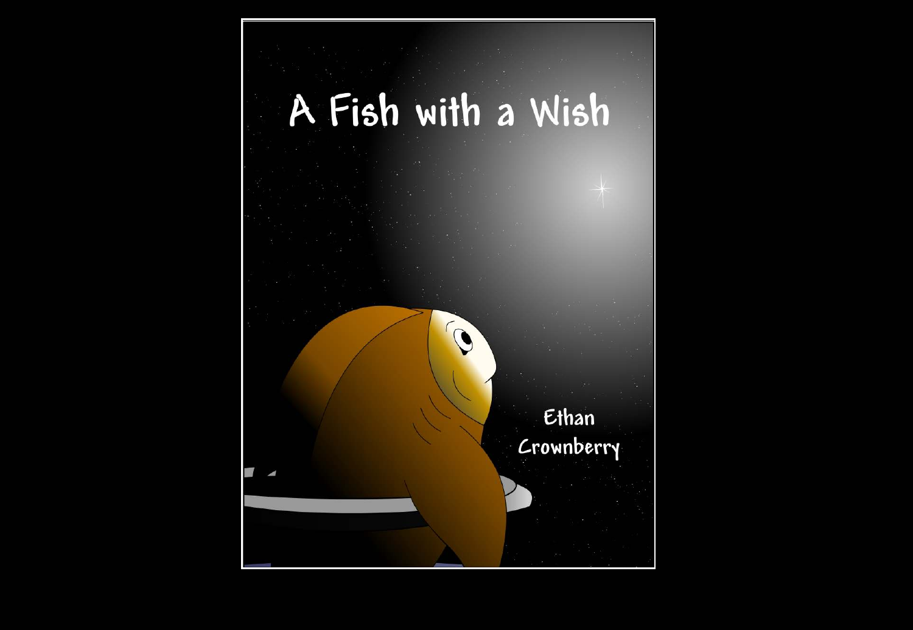# A Fish with a Wish

Ethan Crownberry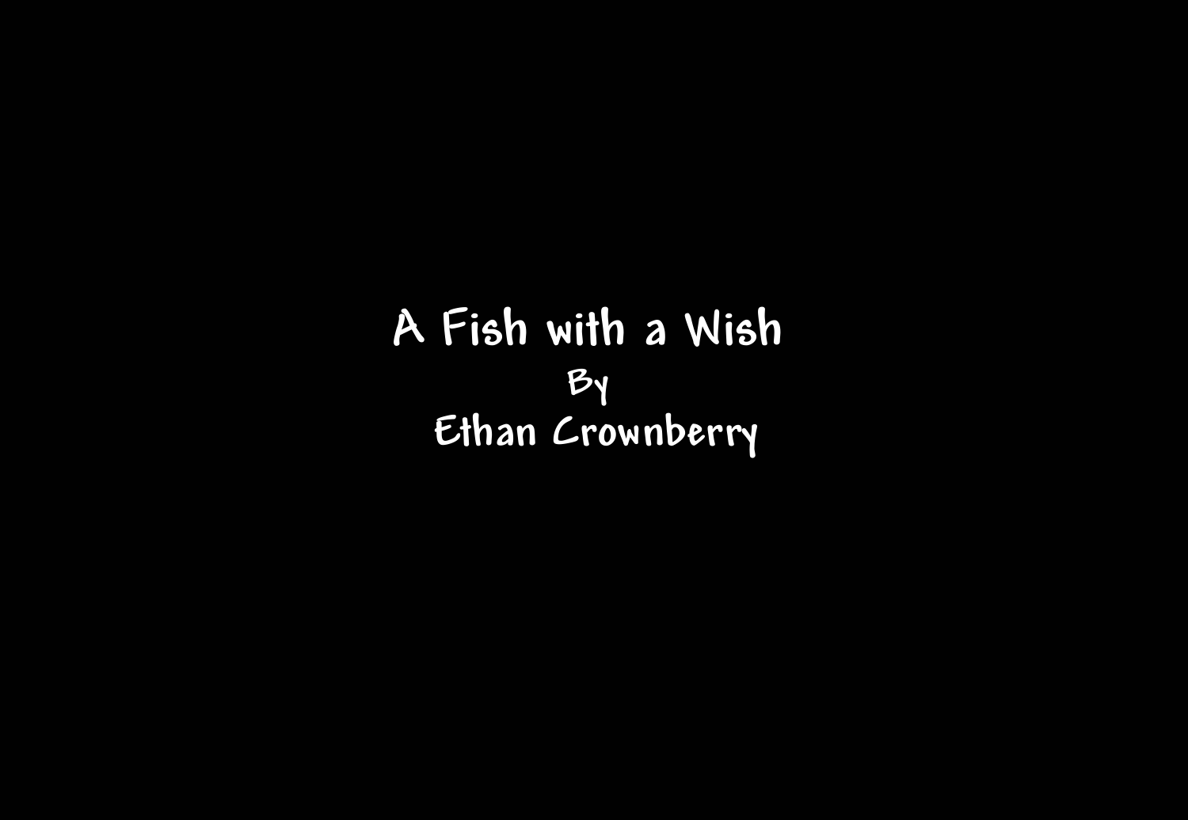# A Fish with a Wish

By

Ethan Crownberry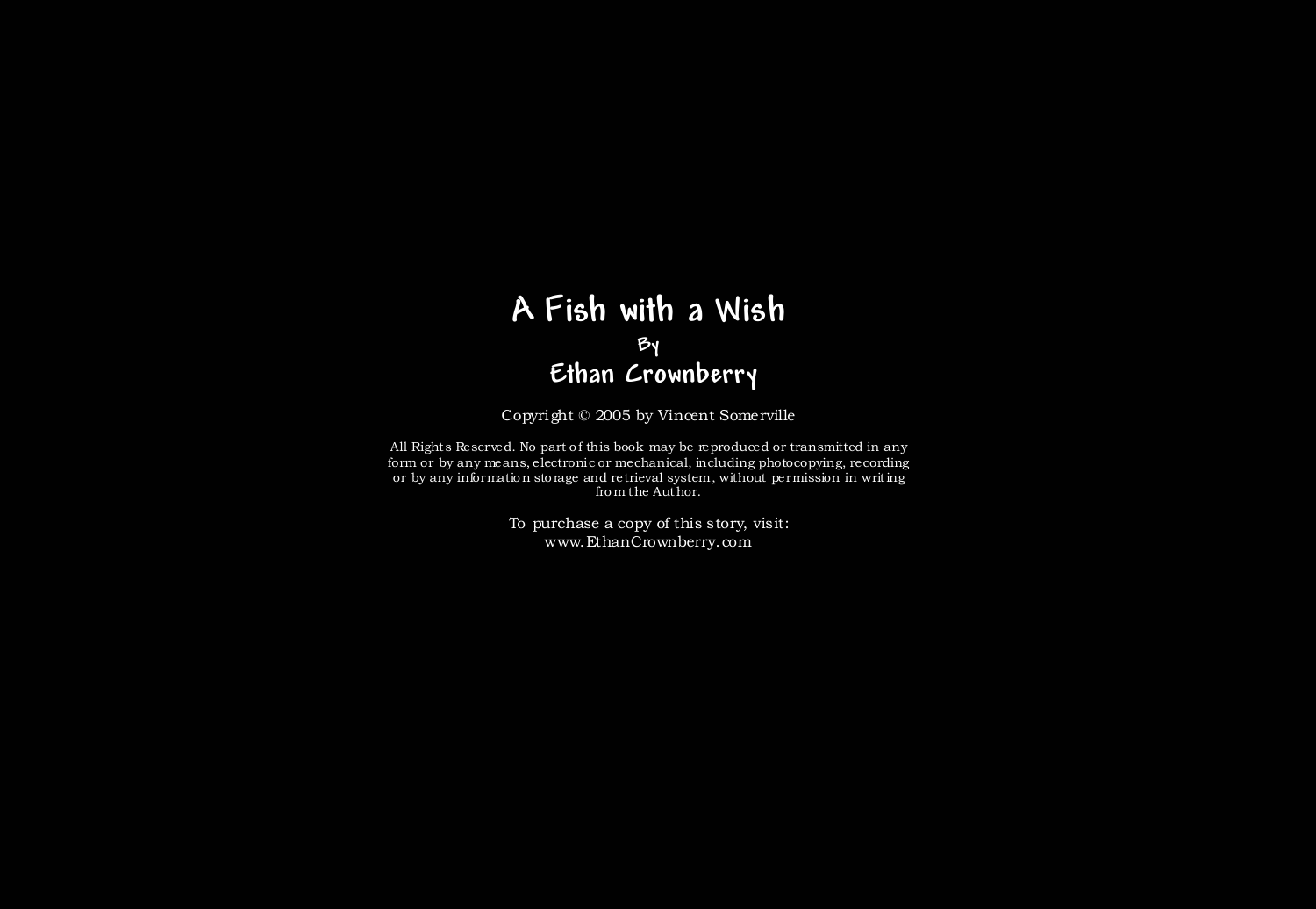# A Fish with a Wish

By

Ethan Crownberry

Copyright © 2005 by Vincent Somerville

All Rights Reserved. No part of this book may be reproduced or transmitted in any form or by any means, electronic or mechanical, including photocopying, recording or by any information storage and retrieval system, without permission in writing from the Author.

To purchase a copy of this story, visit:
www.EthanCrownberry.com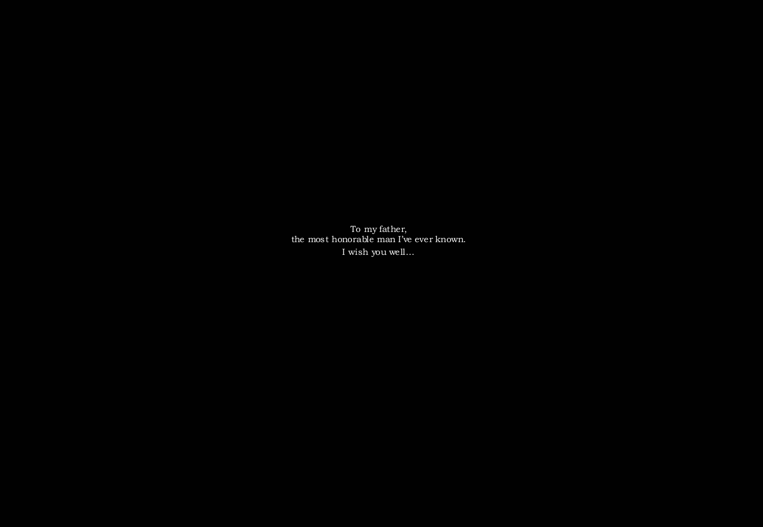To my father,
the most honorable man I've ever known.
I wish you well…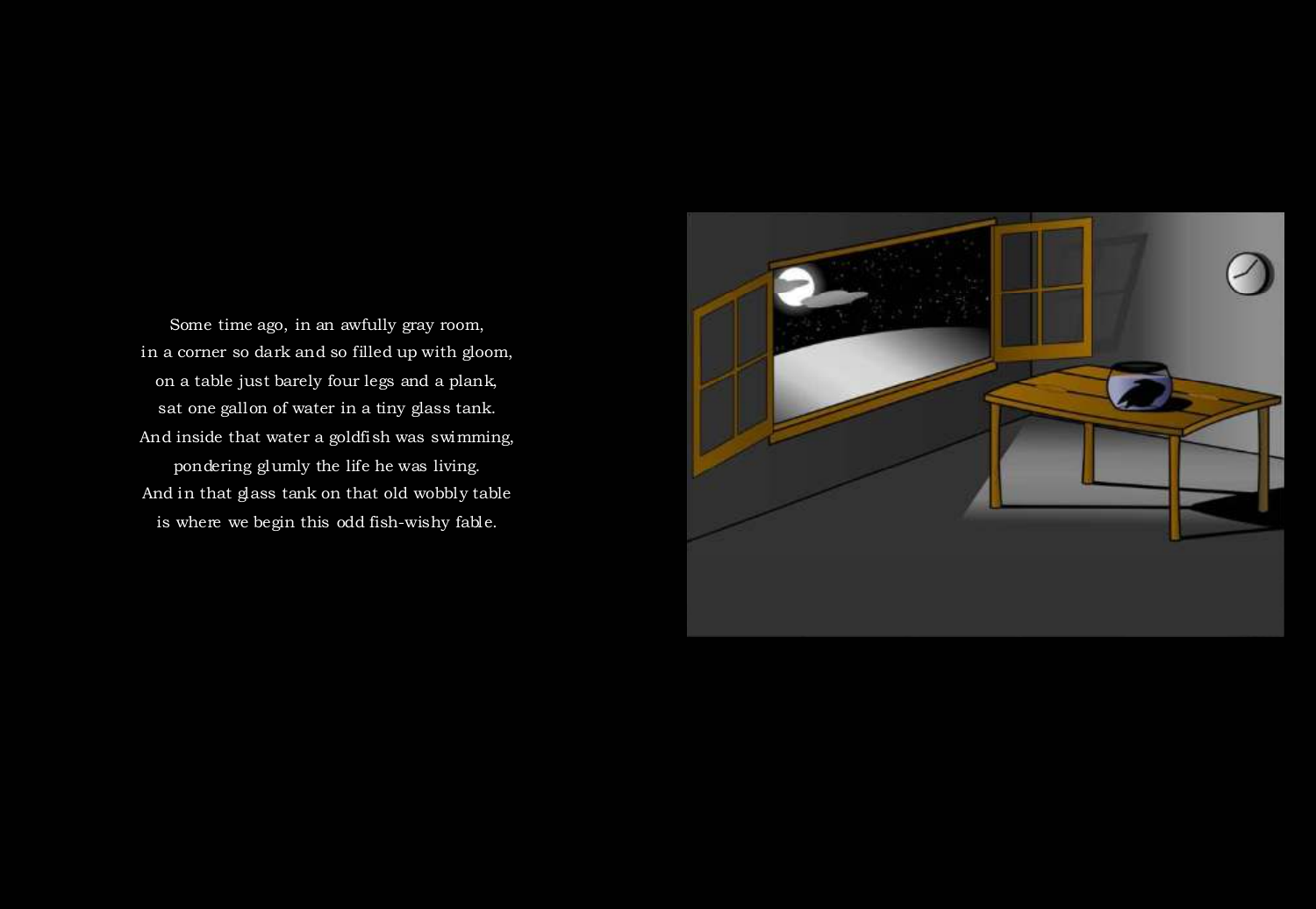Some time ago, in an awfully gray room,
in a corner so dark and so filled up with gloom,
on a table just barely four legs and a plank,
sat one gallon of water in a tiny glass tank.
And inside that water a goldfish was swimming,
pondering glumly the life he was living.
And in that glass tank on that old wobbly table
is where we begin this odd fish-wishy fable.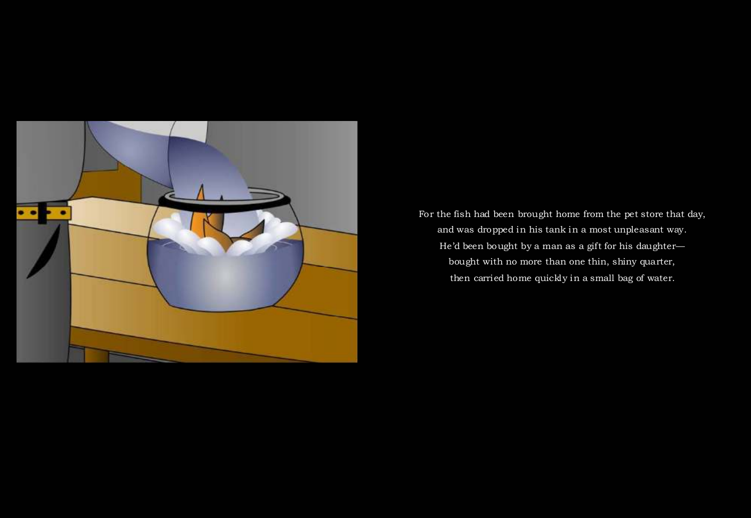For the fish had been brought home from the pet store that day,
and was dropped in his tank in a most unpleasant way.
He'd been bought by a man as a gift for his daughter—
bought with no more than one thin, shiny quarter,
then carried home quickly in a small bag of water.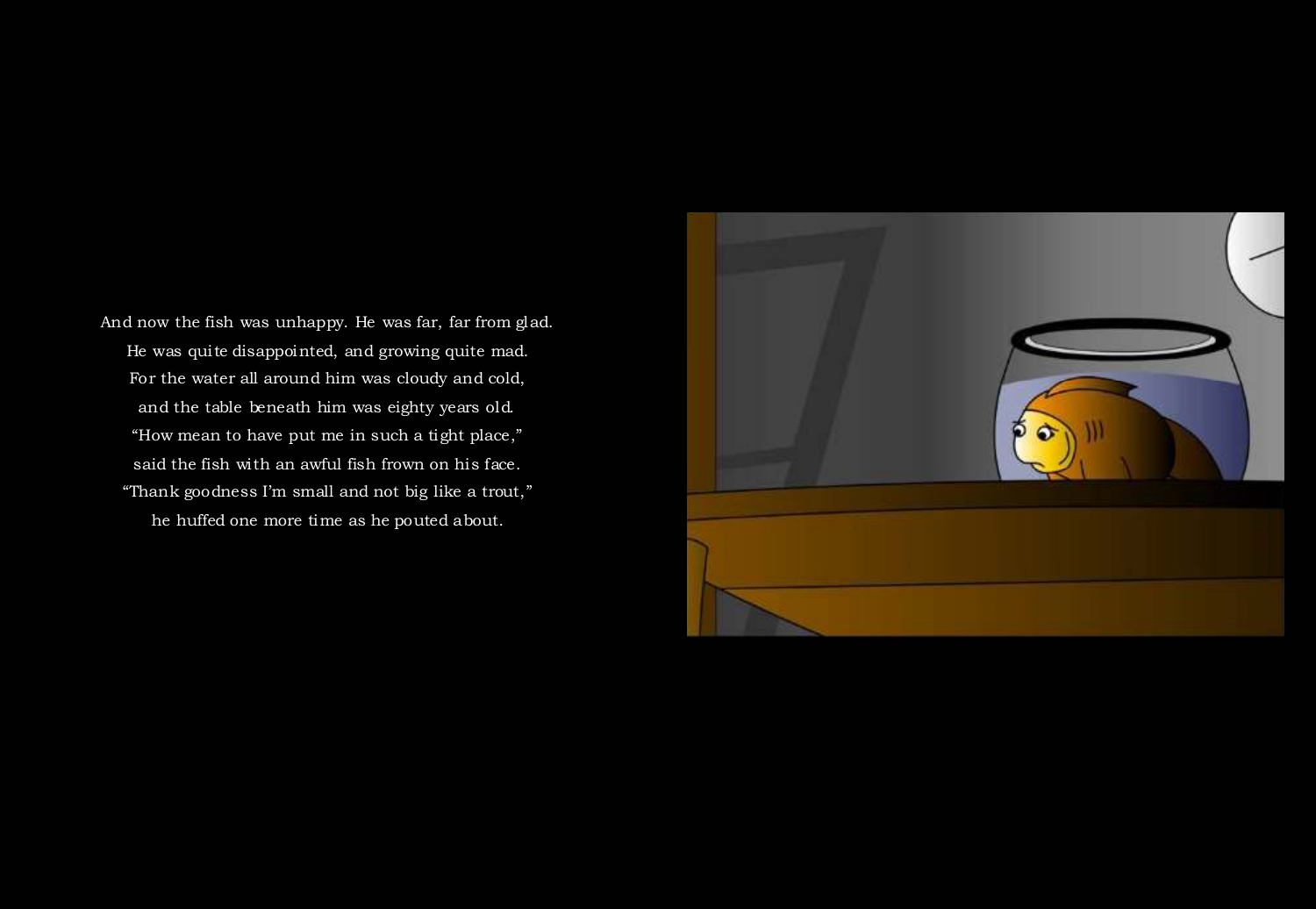And now the fish was unhappy. He was far, far from glad.  
He was quite disappointed, and growing quite mad.  
For the water all around him was cloudy and cold,  
and the table beneath him was eighty years old.  
"How mean to have put me in such a tight place,"  
said the fish with an awful fish frown on his face.  
"Thank goodness I'm small and not big like a trout,"  
he huffed one more time as he pouted about.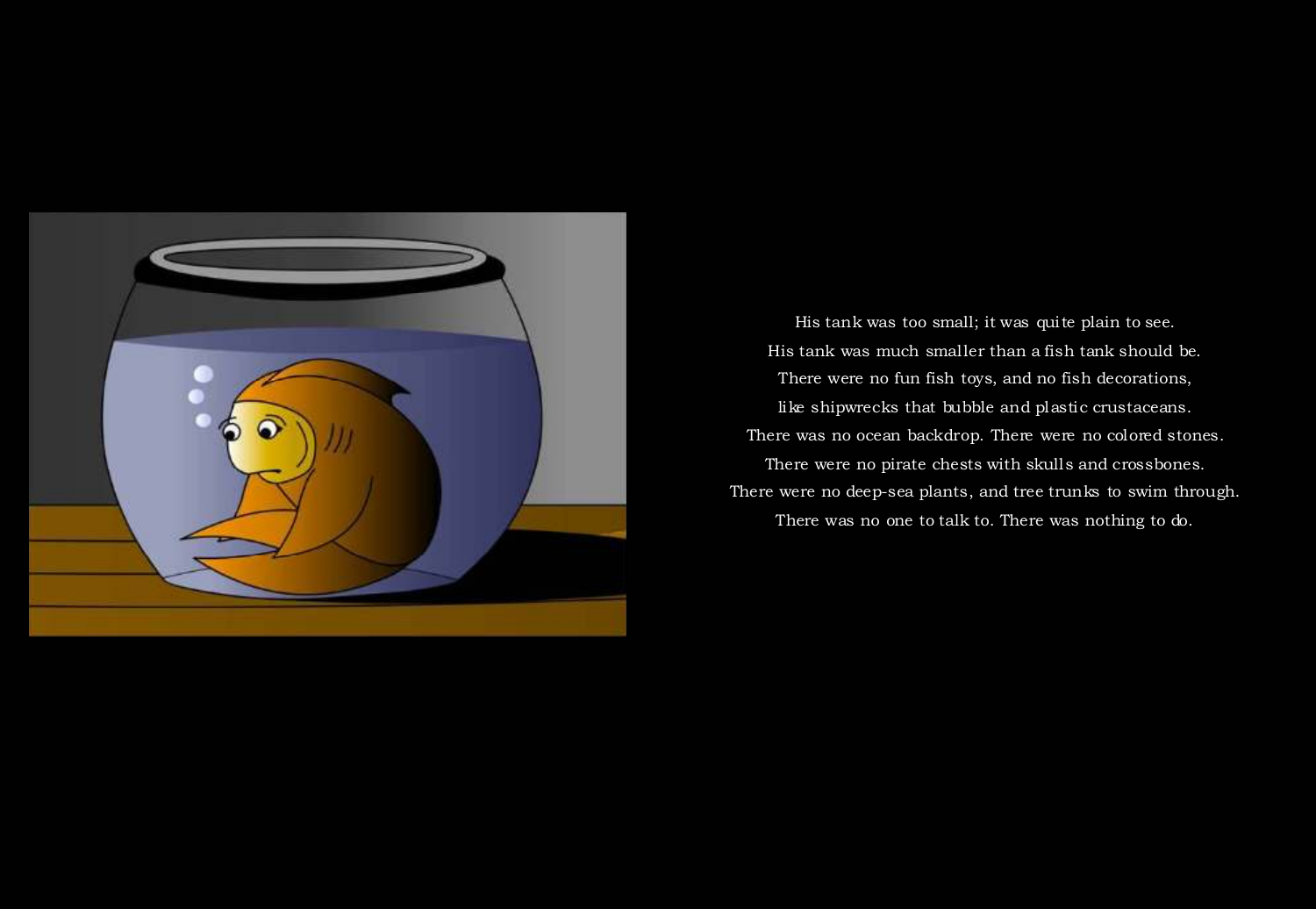His tank was too small; it was quite plain to see.
His tank was much smaller than a fish tank should be.
There were no fun fish toys, and no fish decorations,
like shipwrecks that bubble and plastic crustaceans.
There was no ocean backdrop. There were no colored stones.
There were no pirate chests with skulls and crossbones.
There were no deep-sea plants, and tree trunks to swim through.
There was no one to talk to. There was nothing to do.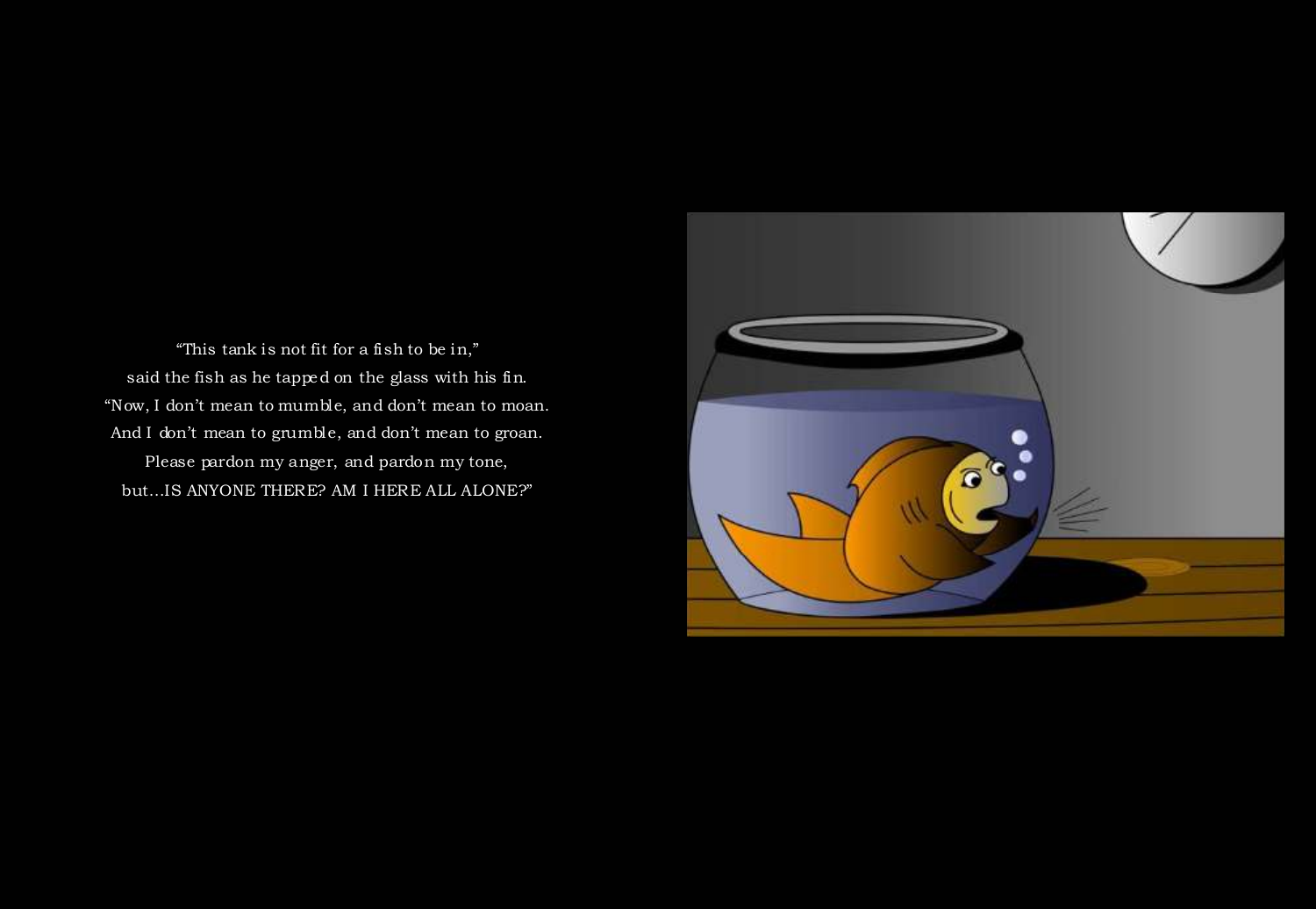"This tank is not fit for a fish to be in,"
said the fish as he tapped on the glass with his fin.
"Now, I don't mean to mumble, and don't mean to moan.
And I don't mean to grumble, and don't mean to groan.
Please pardon my anger, and pardon my tone,
but…IS ANYONE THERE? AM I HERE ALL ALONE?"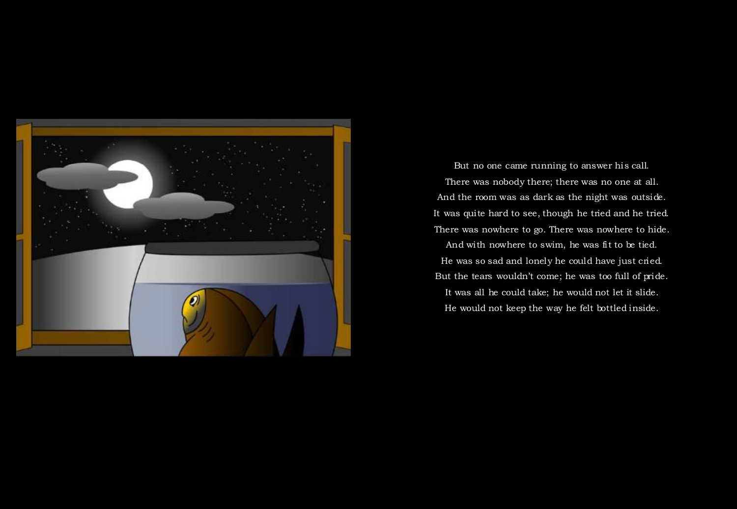But no one came running to answer his call.
There was nobody there; there was no one at all.
And the room was as dark as the night was outside.
It was quite hard to see, though he tried and he tried.
There was nowhere to go. There was nowhere to hide.
And with nowhere to swim, he was fit to be tied.
He was so sad and lonely he could have just cried.
But the tears wouldn't come; he was too full of pride.
It was all he could take; he would not let it slide.
He would not keep the way he felt bottled inside.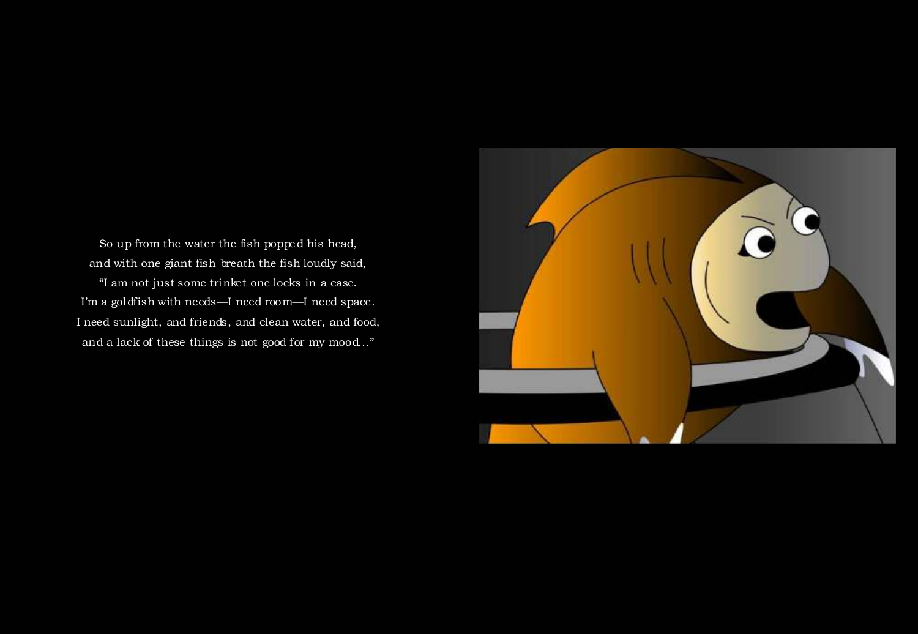So up from the water the fish popped his head,
and with one giant fish breath the fish loudly said,
"I am not just some trinket one locks in a case.
I'm a goldfish with needs—I need room—I need space.
I need sunlight, and friends, and clean water, and food,
and a lack of these things is not good for my mood..."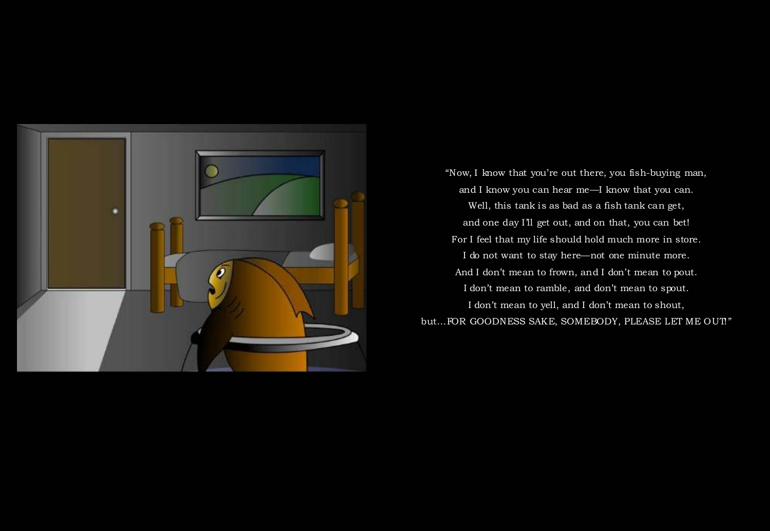"Now, I know that you're out there, you fish-buying man,
and I know you can hear me—I know that you can.
Well, this tank is as bad as a fish tank can get,
and one day I'll get out, and on that, you can bet!
For I feel that my life should hold much more in store.
I do not want to stay here—not one minute more.
And I don't mean to frown, and I don't mean to pout.
I don't mean to ramble, and don't mean to spout.
I don't mean to yell, and I don't mean to shout,
but…FOR GOODNESS SAKE, SOMEBODY, PLEASE LET ME OUT!"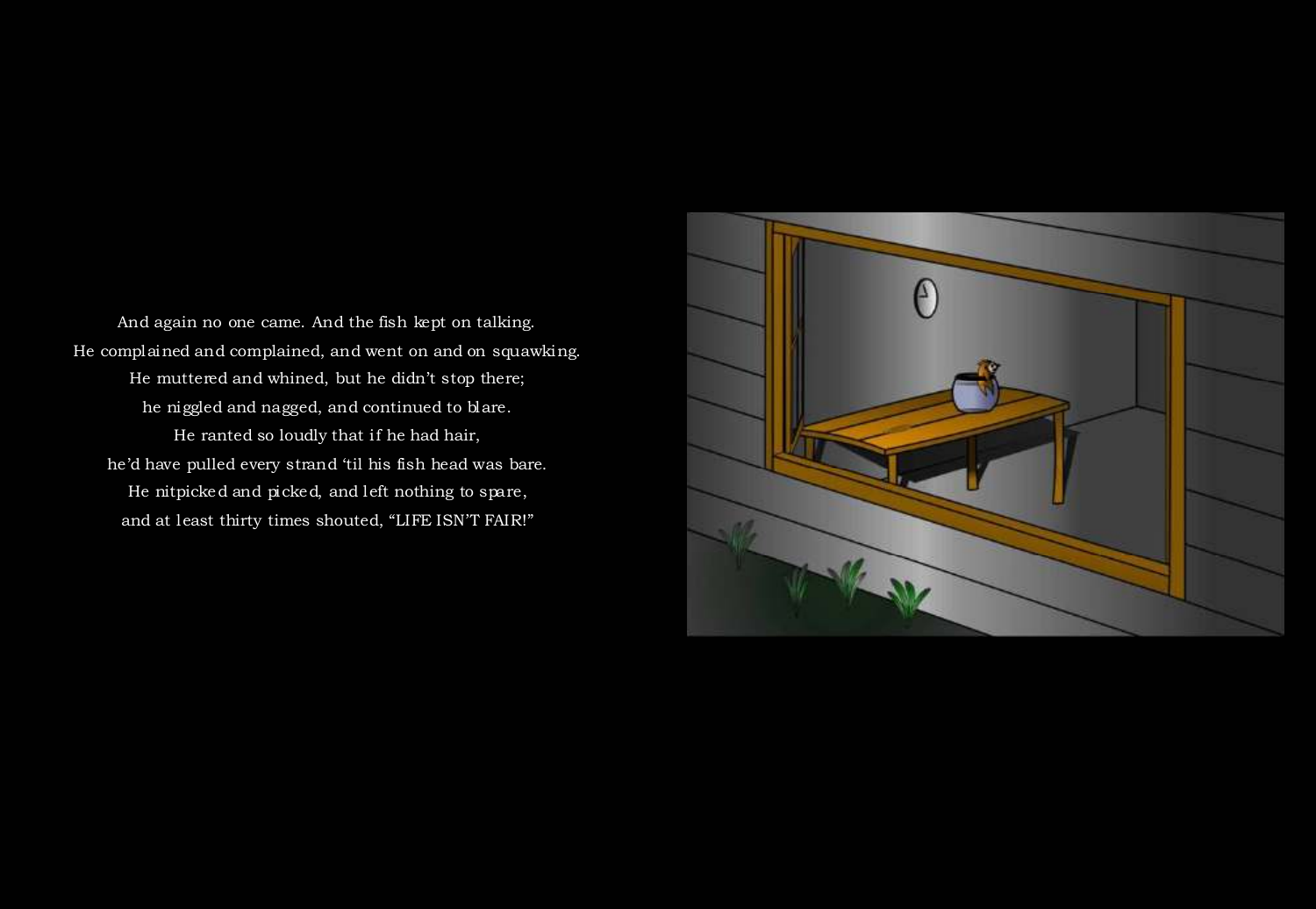And again no one came. And the fish kept on talking.
He complained and complained, and went on and on squawking.
He muttered and whined, but he didn't stop there;
he niggled and nagged, and continued to blare.
He ranted so loudly that if he had hair,
he'd have pulled every strand 'til his fish head was bare.
He nitpicked and picked, and left nothing to spare,
and at least thirty times shouted, "LIFE ISN'T FAIR!"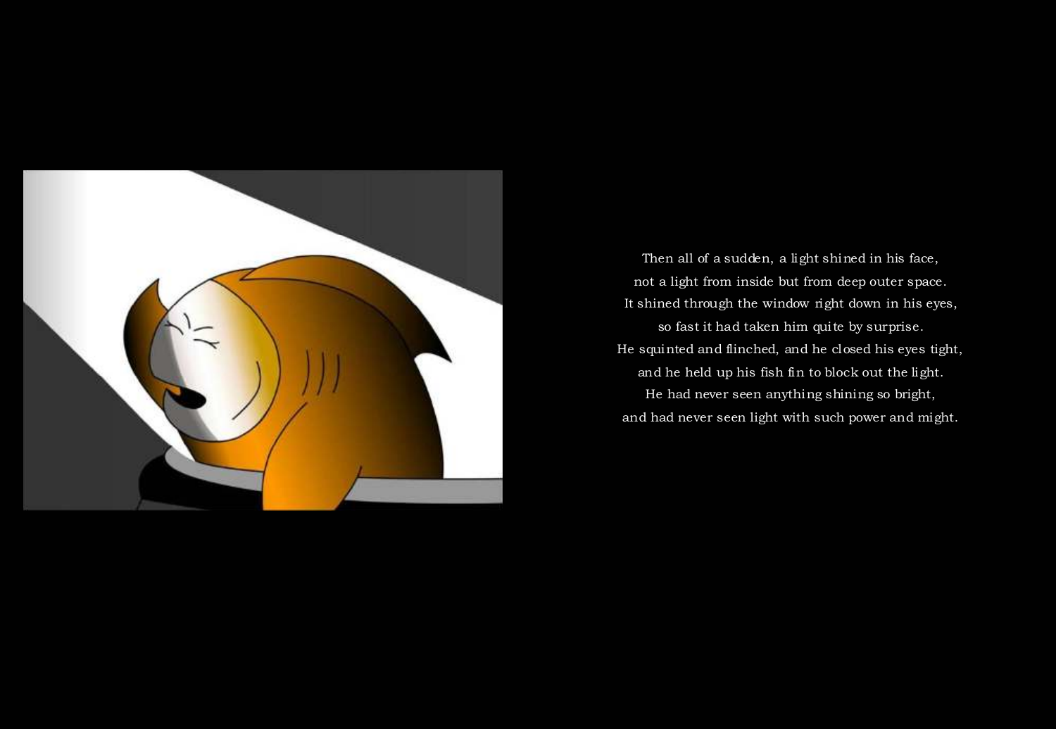Then all of a sudden, a light shined in his face,
not a light from inside but from deep outer space.
It shined through the window right down in his eyes,
so fast it had taken him quite by surprise.
He squinted and flinched, and he closed his eyes tight,
and he held up his fish fin to block out the light.
He had never seen anything shining so bright,
and had never seen light with such power and might.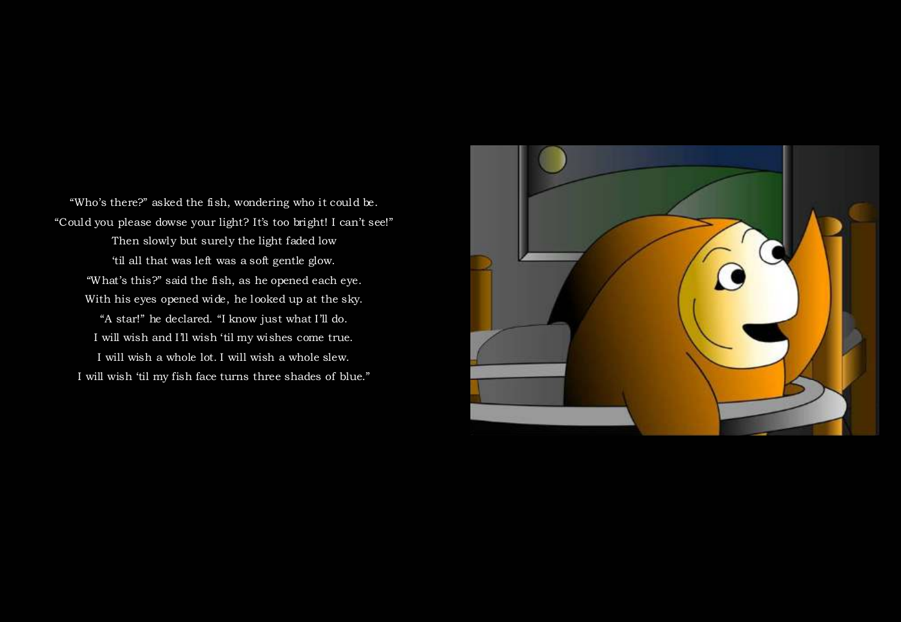“Who’s there?” asked the fish, wondering who it could be.
“Could you please dowse your light? It’s too bright! I can’t see!”
Then slowly but surely the light faded low
‘til all that was left was a soft gentle glow.
“What’s this?” said the fish, as he opened each eye.
With his eyes opened wide, he looked up at the sky.
“A star!” he declared. “I know just what I’ll do.
I will wish and I’ll wish ‘til my wishes come true.
I will wish a whole lot. I will wish a whole slew.
I will wish ‘til my fish face turns three shades of blue.”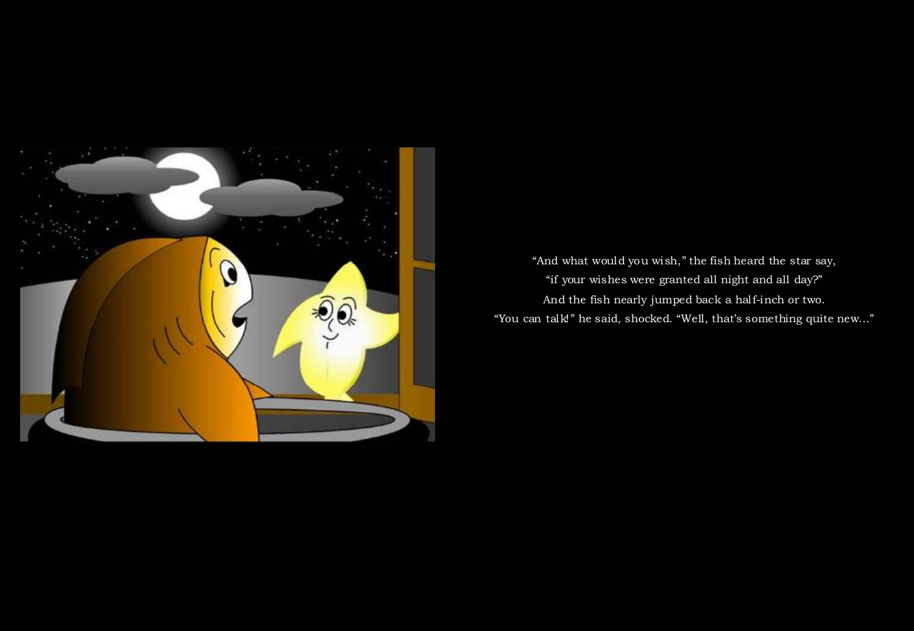"And what would you wish," the fish heard the star say,
"if your wishes were granted all night and all day?"
And the fish nearly jumped back a half-inch or two.
"You can talk!" he said, shocked. "Well, that's something quite new..."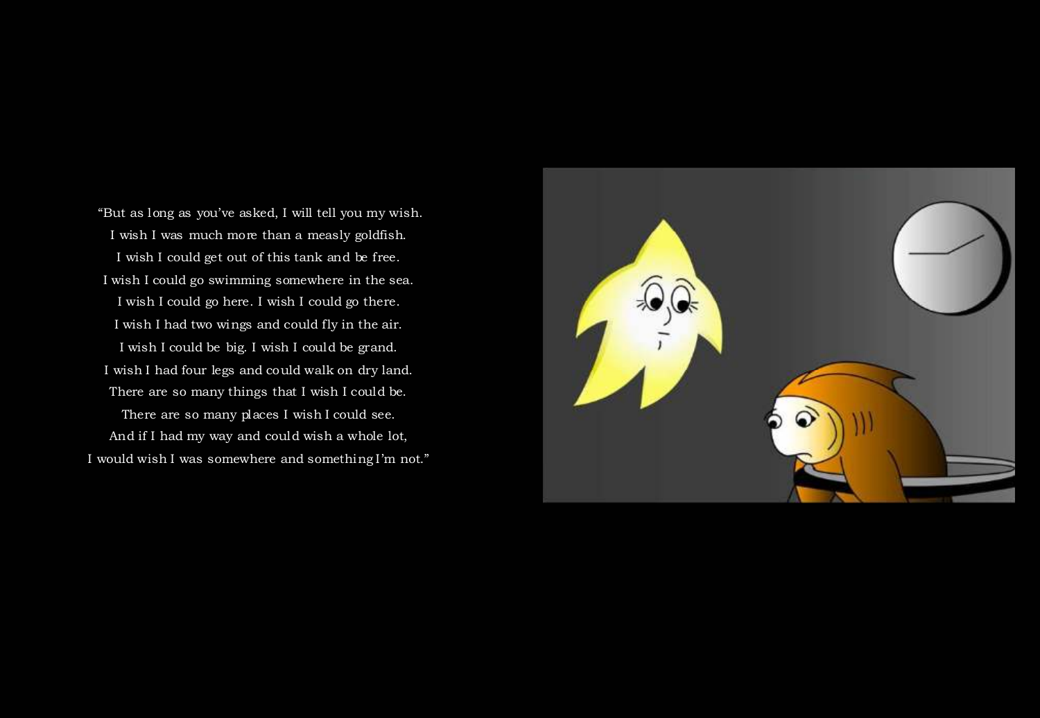"But as long as you've asked, I will tell you my wish.
I wish I was much more than a measly goldfish.
I wish I could get out of this tank and be free.
I wish I could go swimming somewhere in the sea.
I wish I could go here. I wish I could go there.
I wish I had two wings and could fly in the air.
I wish I could be big. I wish I could be grand.
I wish I had four legs and could walk on dry land.
There are so many things that I wish I could be.
There are so many places I wish I could see.
And if I had my way and could wish a whole lot,
I would wish I was somewhere and something I'm not."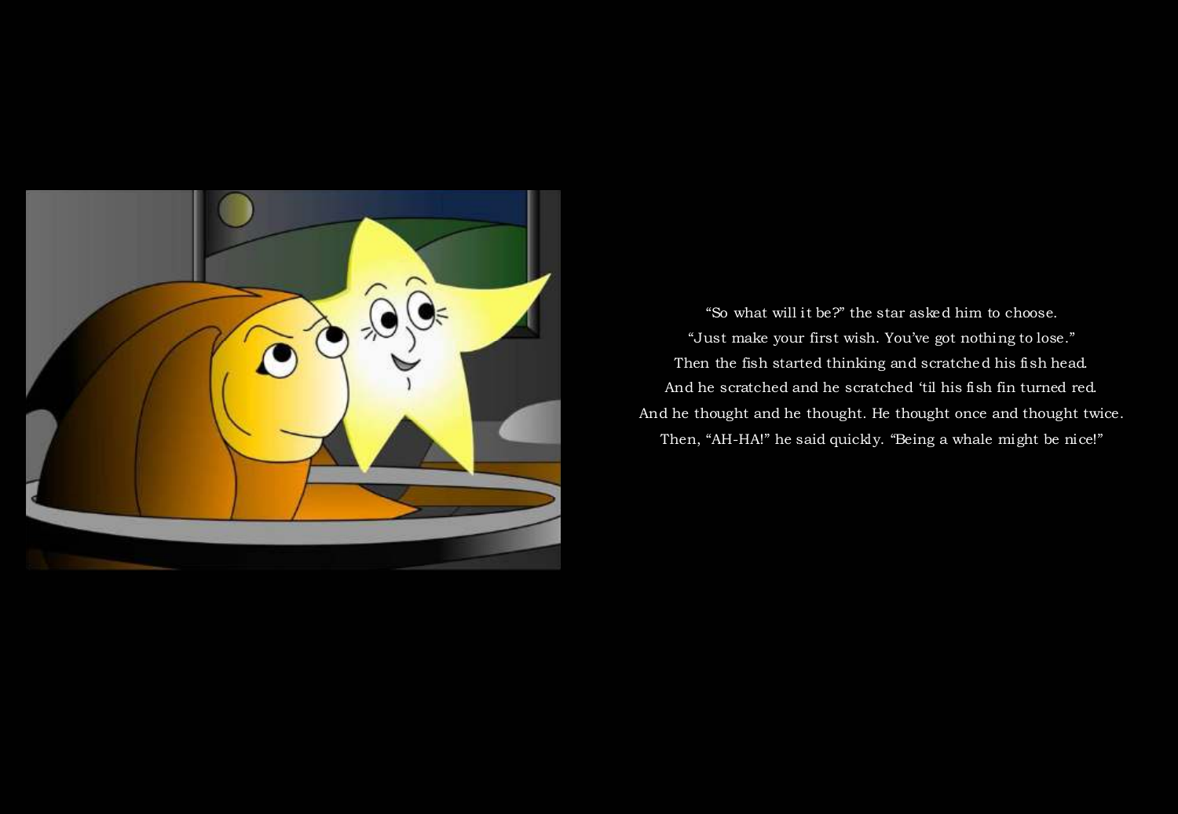"So what will it be?" the star asked him to choose.
"Just make your first wish. You've got nothing to lose."
Then the fish started thinking and scratched his fish head.
And he scratched and he scratched 'til his fish fin turned red.
And he thought and he thought. He thought once and thought twice.
Then, "AH-HA!" he said quickly. "Being a whale might be nice!"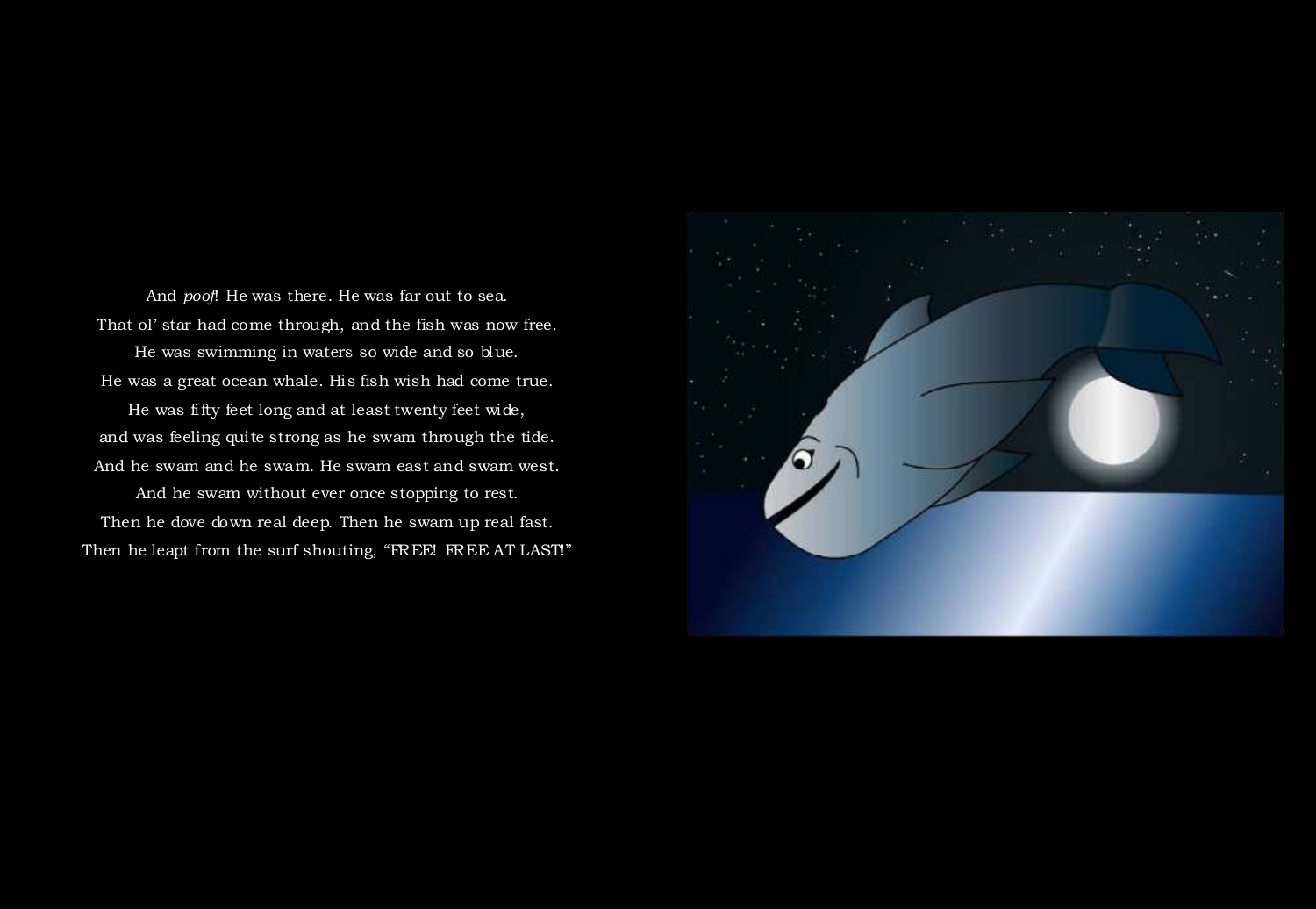And *poof*! He was there. He was far out to sea.
That ol' star had come through, and the fish was now free.
He was swimming in waters so wide and so blue.
He was a great ocean whale. His fish wish had come true.
He was fifty feet long and at least twenty feet wide,
and was feeling quite strong as he swam through the tide.
And he swam and he swam. He swam east and swam west.
And he swam without ever once stopping to rest.
Then he dove down real deep. Then he swam up real fast.
Then he leapt from the surf shouting, "FREE! FREE AT LAST!"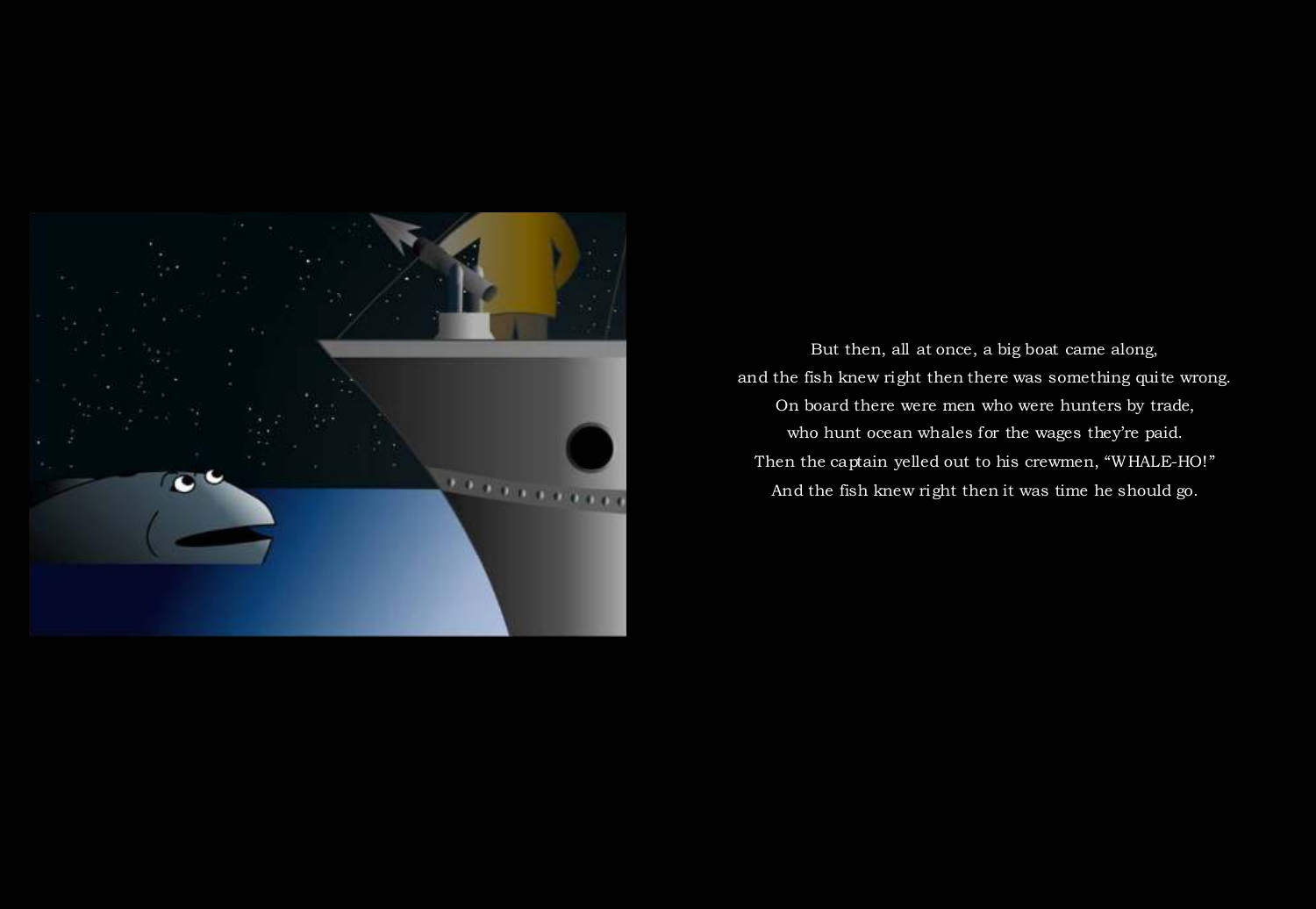But then, all at once, a big boat came along,
and the fish knew right then there was something quite wrong.
On board there were men who were hunters by trade,
who hunt ocean whales for the wages they're paid.
Then the captain yelled out to his crewmen, "WHALE-HO!"
And the fish knew right then it was time he should go.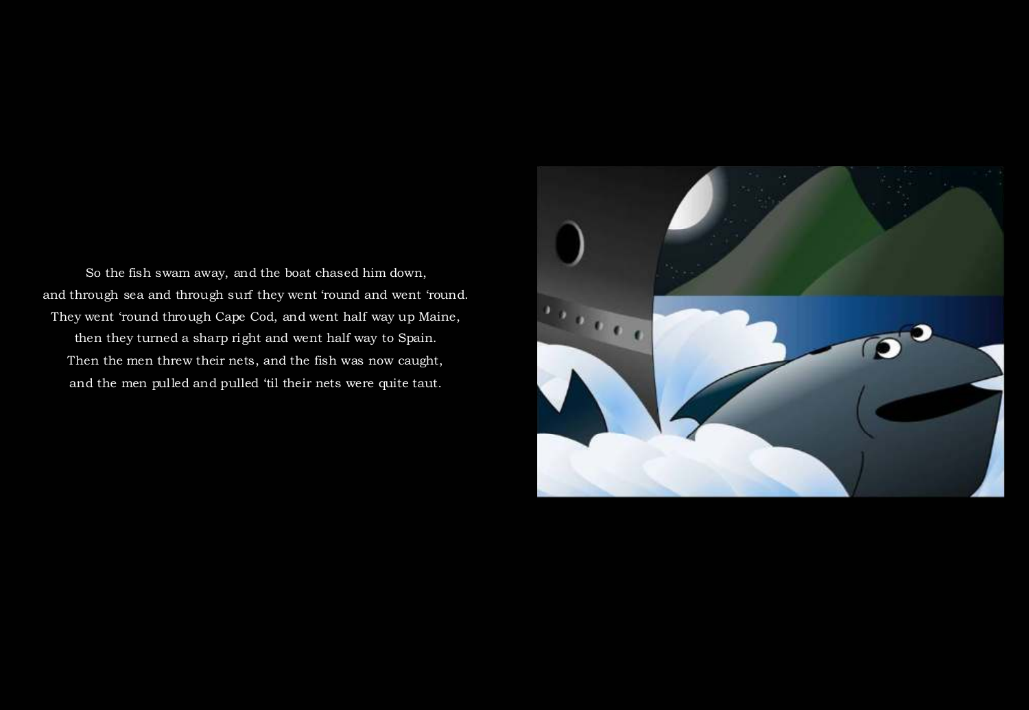So the fish swam away, and the boat chased him down,
and through sea and through surf they went 'round and went 'round.
They went 'round through Cape Cod, and went half way up Maine,
then they turned a sharp right and went half way to Spain.
Then the men threw their nets, and the fish was now caught,
and the men pulled and pulled 'til their nets were quite taut.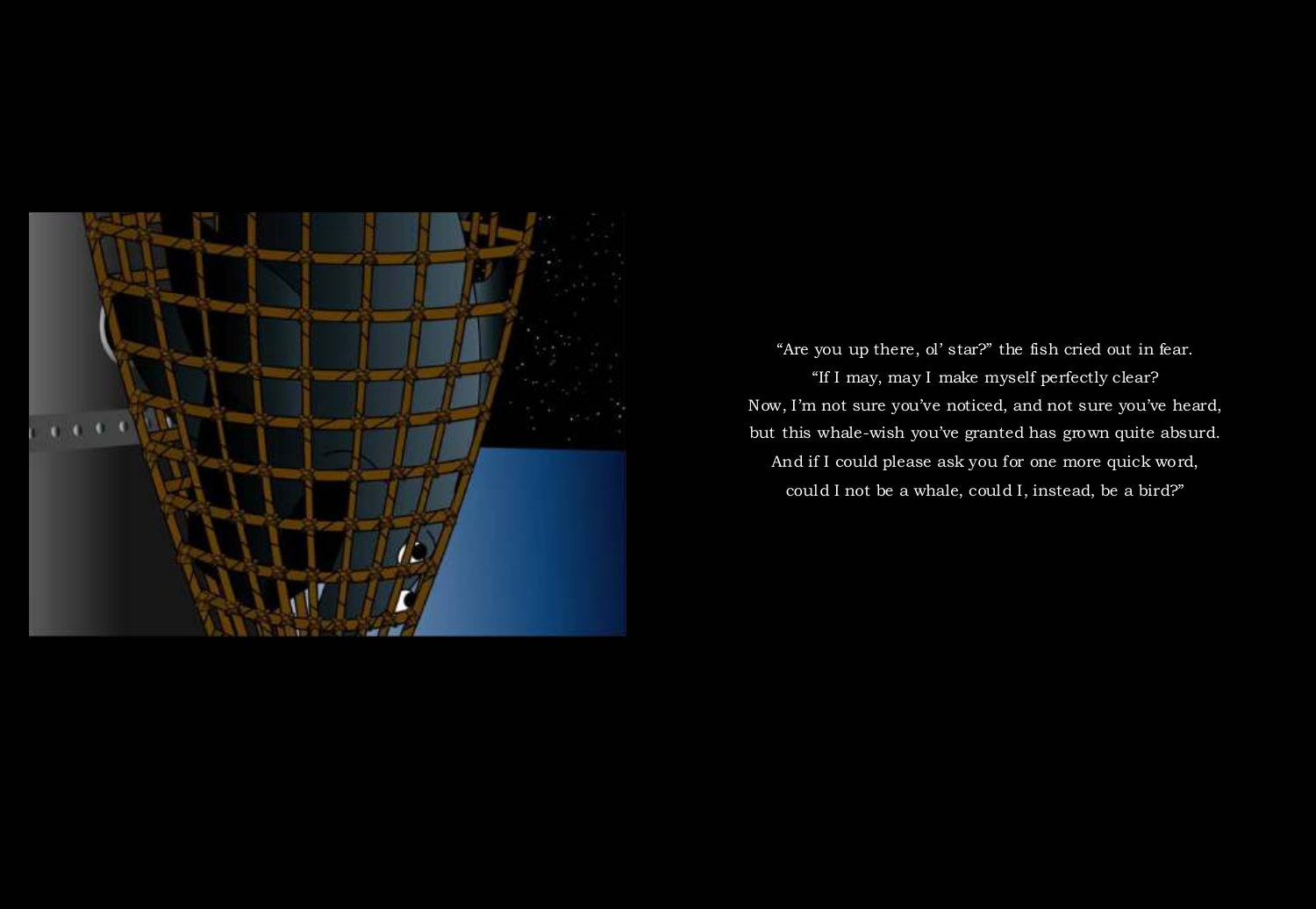"Are you up there, ol' star?" the fish cried out in fear.
"If I may, may I make myself perfectly clear?
Now, I'm not sure you've noticed, and not sure you've heard,
but this whale-wish you've granted has grown quite absurd.
And if I could please ask you for one more quick word,
could I not be a whale, could I, instead, be a bird?"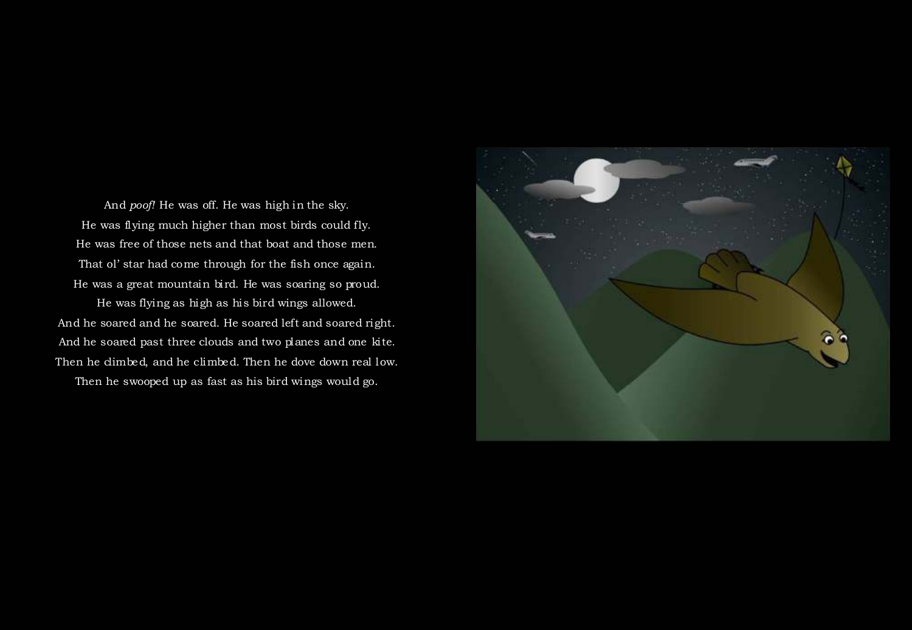And *poof!* He was off. He was high in the sky.
He was flying much higher than most birds could fly.
He was free of those nets and that boat and those men.
That ol' star had come through for the fish once again.
He was a great mountain bird. He was soaring so proud.
He was flying as high as his bird wings allowed.
And he soared and he soared. He soared left and soared right.
And he soared past three clouds and two planes and one kite.
Then he climbed, and he climbed. Then he dove down real low.
Then he swooped up as fast as his bird wings would go.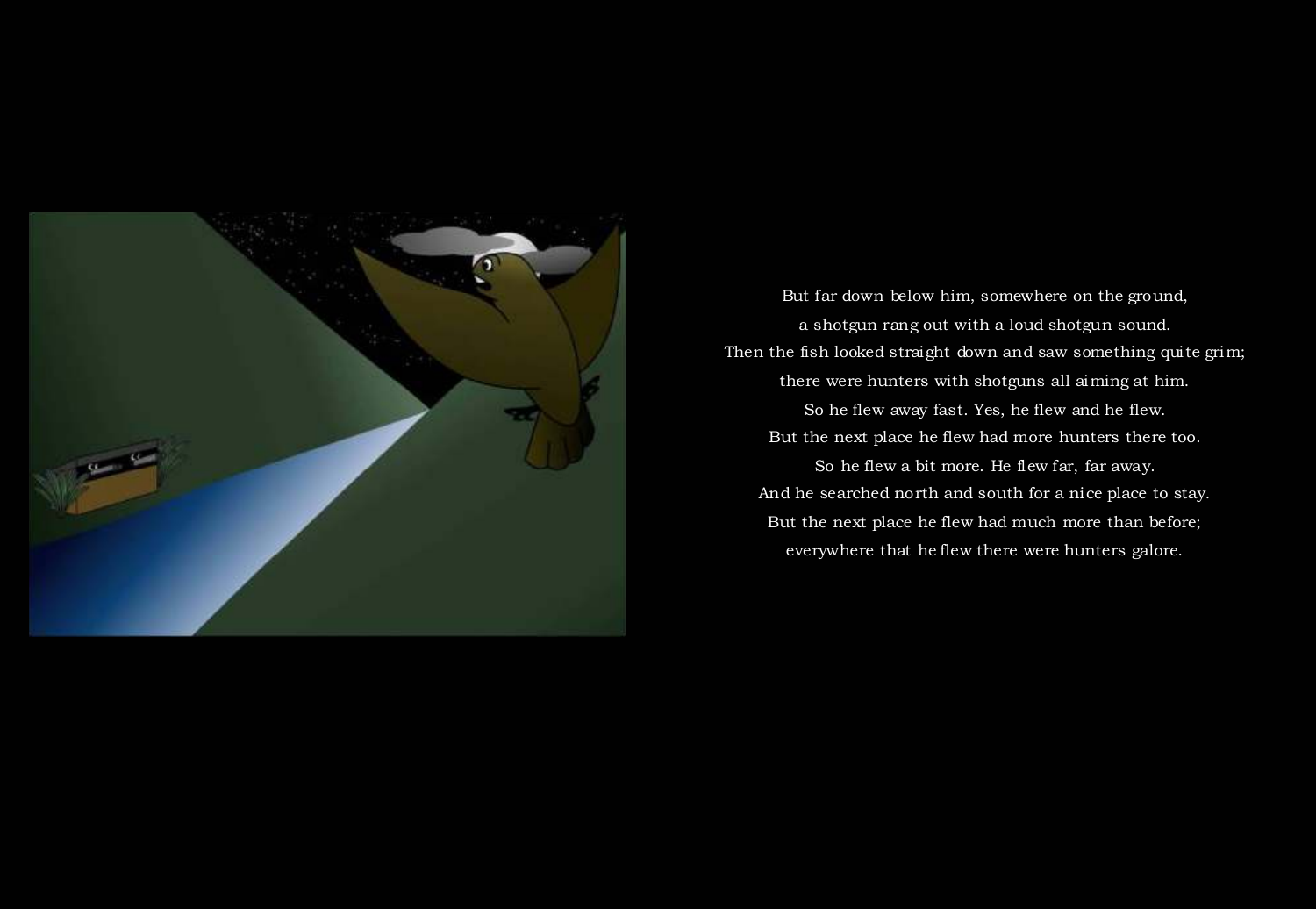But far down below him, somewhere on the ground,
a shotgun rang out with a loud shotgun sound.
Then the fish looked straight down and saw something quite grim;
there were hunters with shotguns all aiming at him.
So he flew away fast. Yes, he flew and he flew.
But the next place he flew had more hunters there too.
So he flew a bit more. He flew far, far away.
And he searched north and south for a nice place to stay.
But the next place he flew had much more than before;
everywhere that he flew there were hunters galore.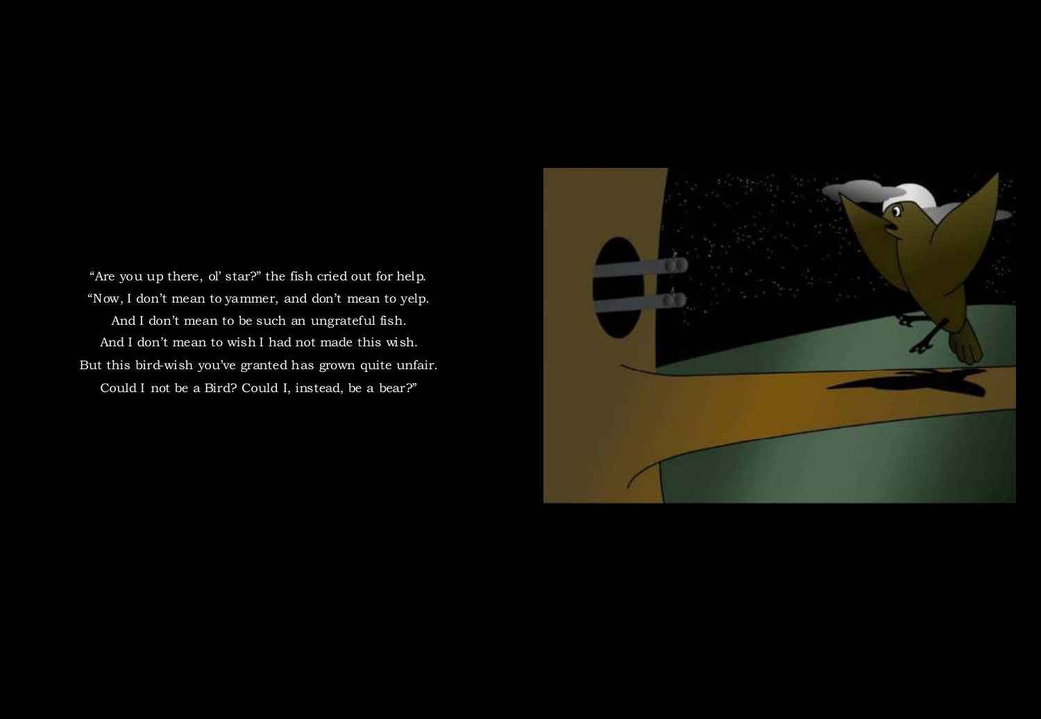"Are you up there, ol' star?" the fish cried out for help.
"Now, I don't mean to yammer, and don't mean to yelp.
And I don't mean to be such an ungrateful fish.
And I don't mean to wish I had not made this wish.
But this bird-wish you've granted has grown quite unfair.
Could I not be a Bird? Could I, instead, be a bear?"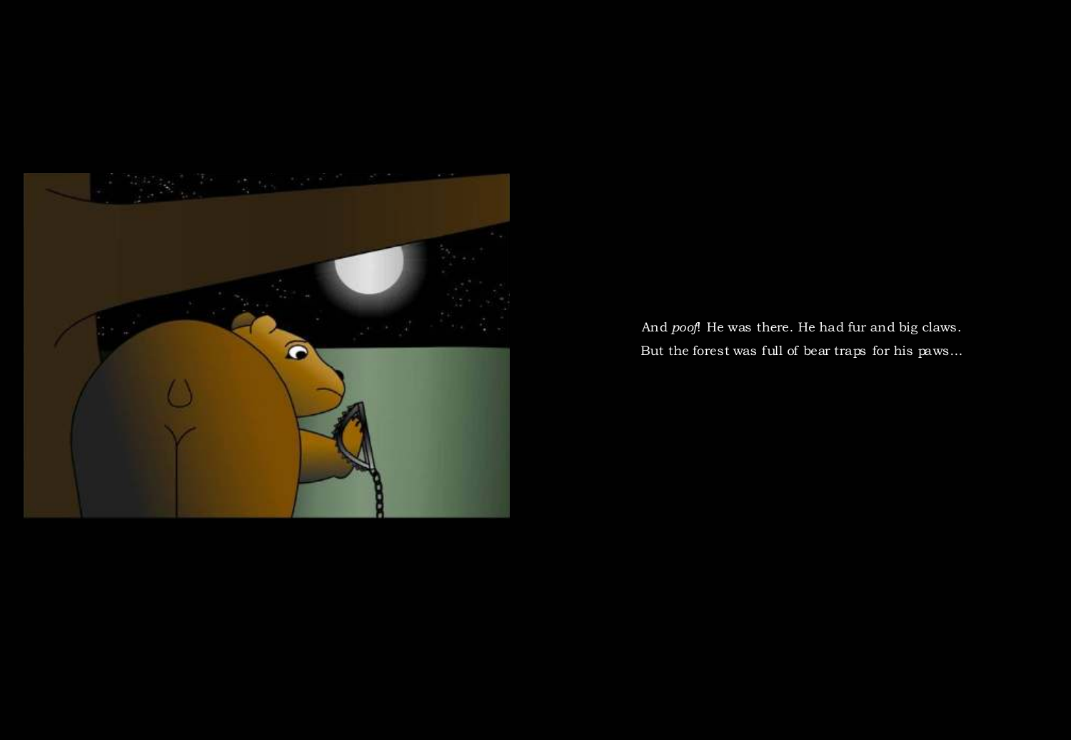And *poof*! He was there. He had fur and big claws.
But the forest was full of bear traps for his paws...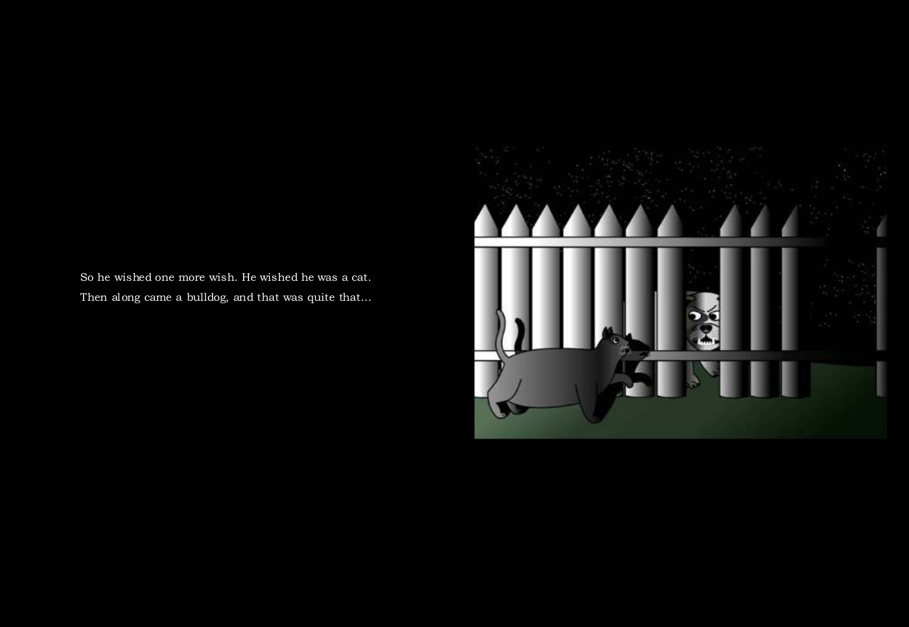So he wished one more wish. He wished he was a cat.
Then along came a bulldog, and that was quite that...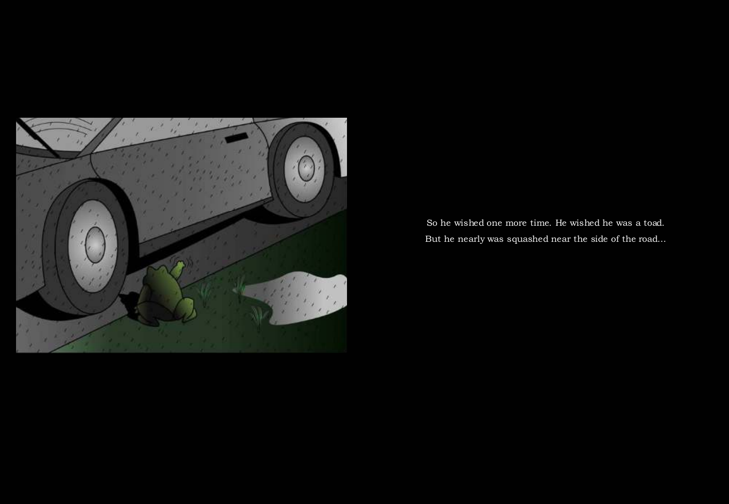So he wished one more time. He wished he was a toad.
But he nearly was squashed near the side of the road...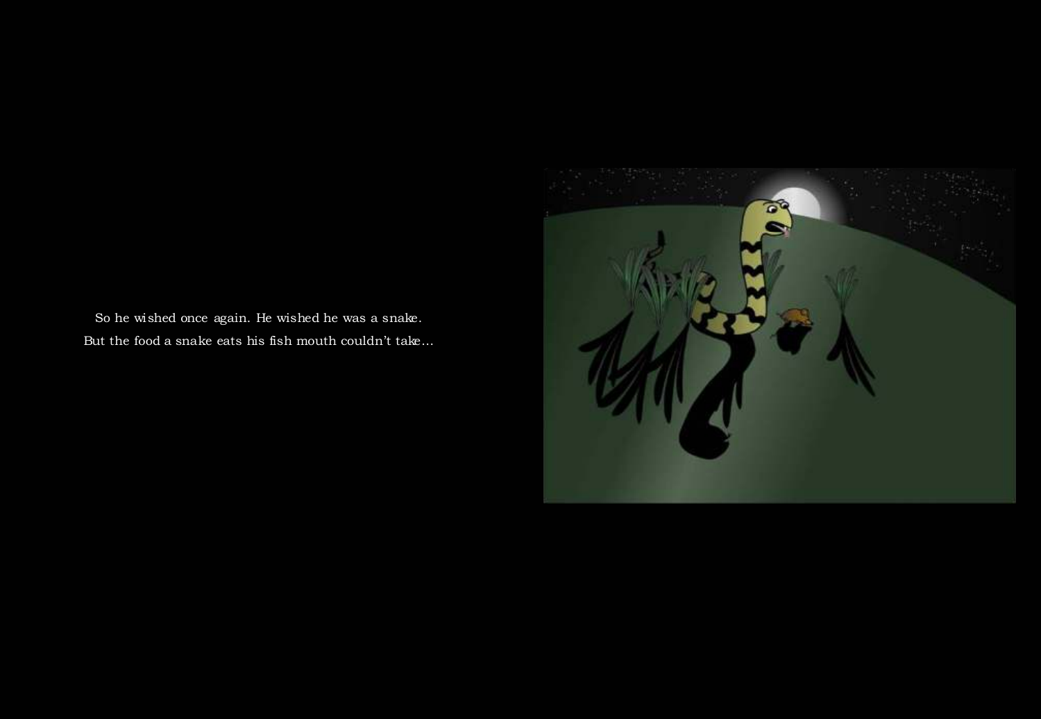So he wished once again. He wished he was a snake.
But the food a snake eats his fish mouth couldn't take...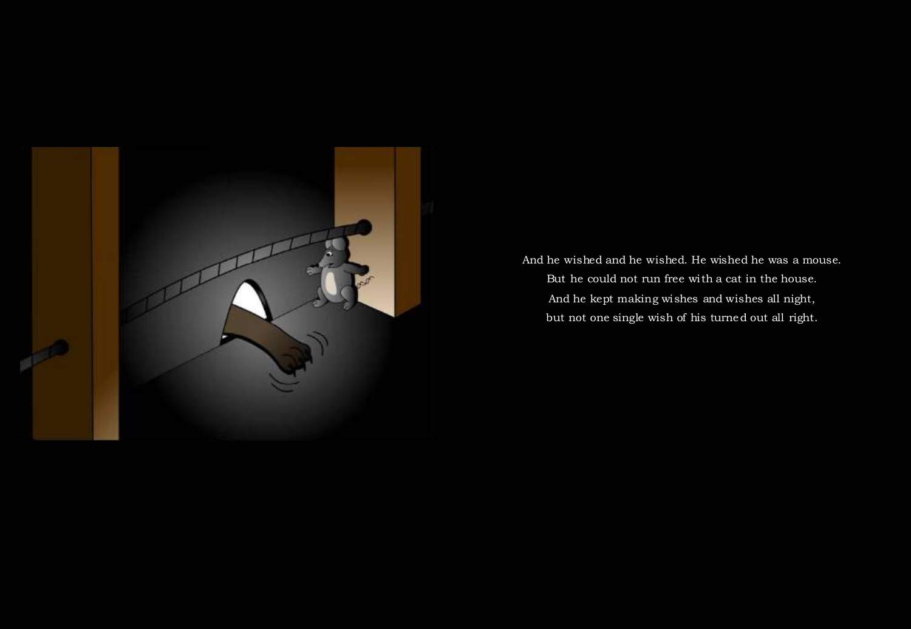And he wished and he wished. He wished he was a mouse.
But he could not run free with a cat in the house.
And he kept making wishes and wishes all night,
but not one single wish of his turned out all right.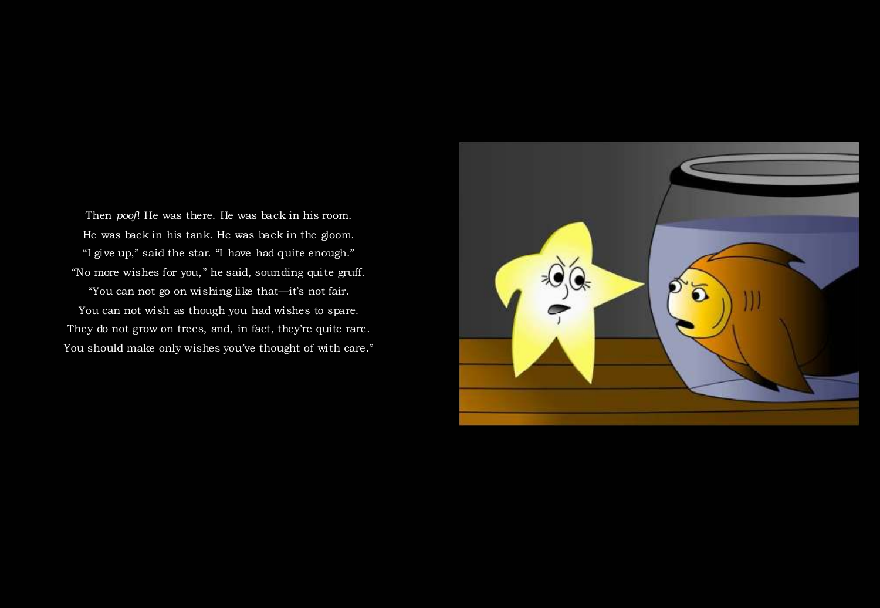Then *poof*! He was there. He was back in his room.
He was back in his tank. He was back in the gloom.
"I give up," said the star. "I have had quite enough."
"No more wishes for you," he said, sounding quite gruff.
"You can not go on wishing like that—it's not fair.
You can not wish as though you had wishes to spare.
They do not grow on trees, and, in fact, they're quite rare.
You should make only wishes you've thought of with care."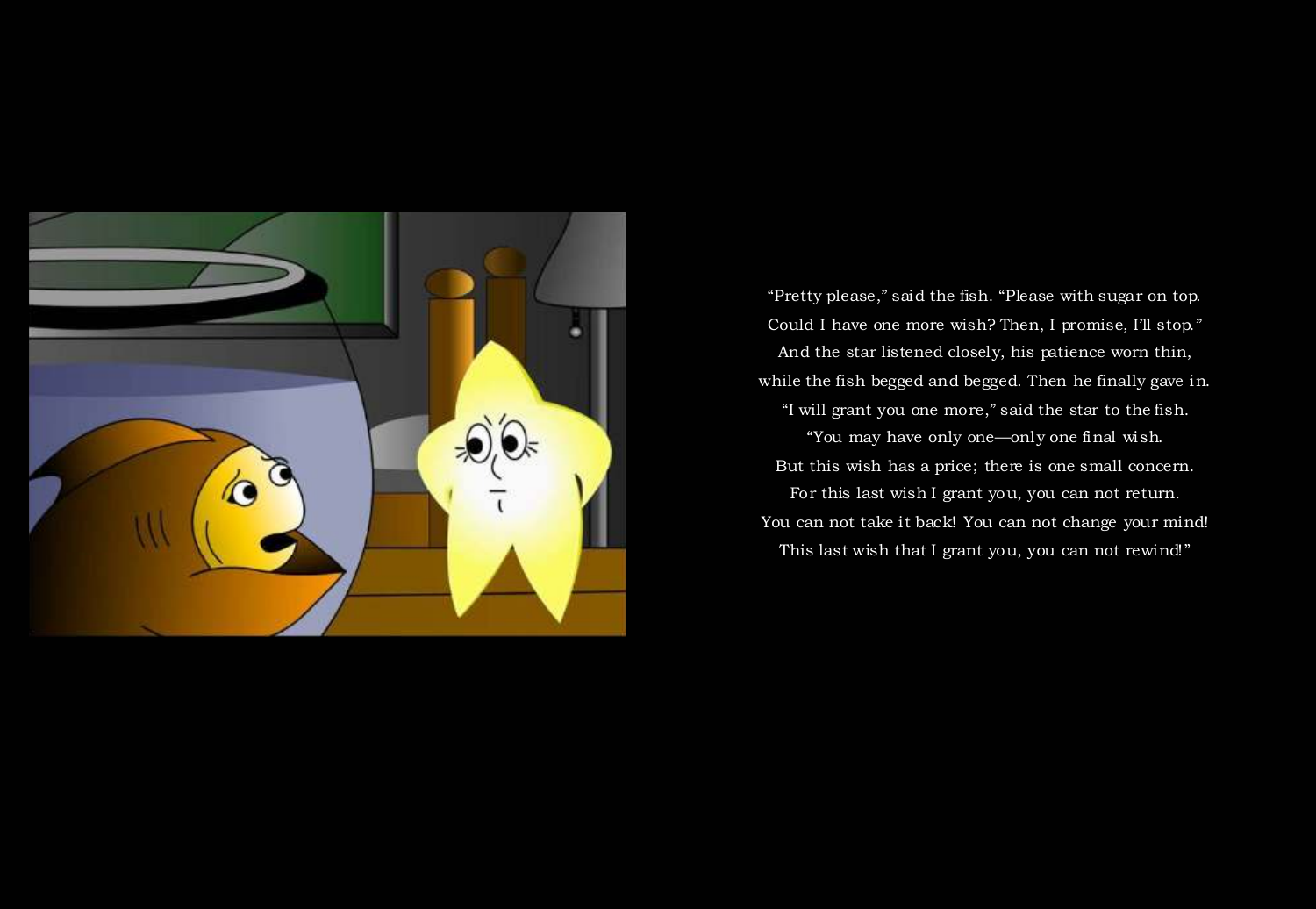"Pretty please," said the fish. "Please with sugar on top.
Could I have one more wish? Then, I promise, I'll stop."
And the star listened closely, his patience worn thin,
while the fish begged and begged. Then he finally gave in.
"I will grant you one more," said the star to the fish.
"You may have only one—only one final wish.
But this wish has a price; there is one small concern.
For this last wish I grant you, you can not return.
You can not take it back! You can not change your mind!
This last wish that I grant you, you can not rewind!"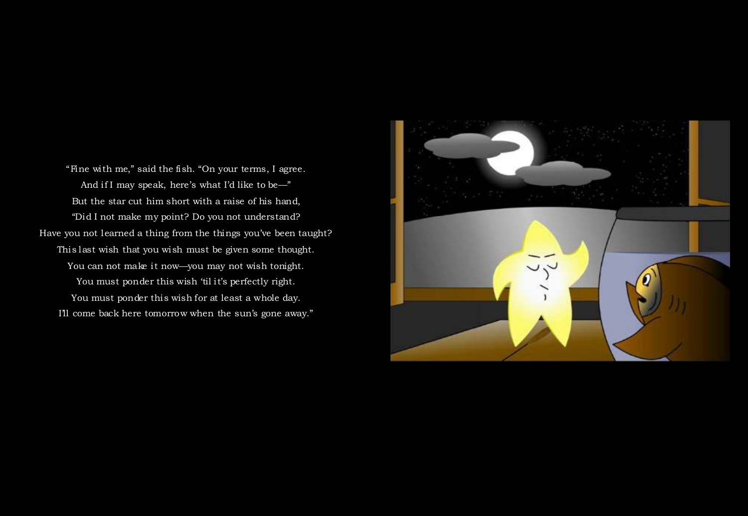"Fine with me," said the fish. "On your terms, I agree.
And if I may speak, here's what I'd like to be—"
But the star cut him short with a raise of his hand,
"Did I not make my point? Do you not understand?
Have you not learned a thing from the things you've been taught?
This last wish that you wish must be given some thought.
You can not make it now—you may not wish tonight.
You must ponder this wish 'til it's perfectly right.
You must ponder this wish for at least a whole day.
I'll come back here tomorrow when the sun's gone away."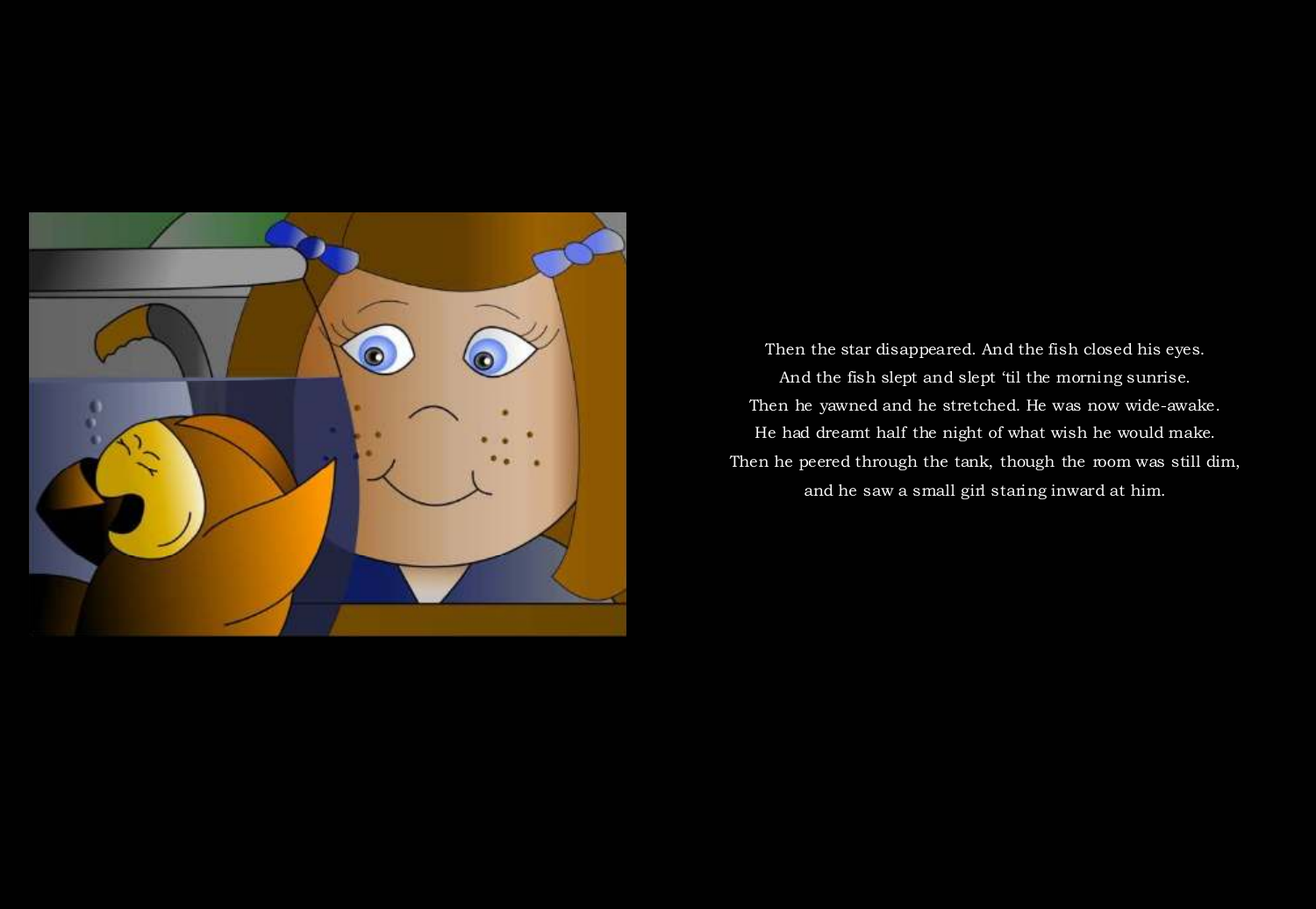Then the star disappeared. And the fish closed his eyes.
And the fish slept and slept 'til the morning sunrise.
Then he yawned and he stretched. He was now wide-awake.
He had dreamt half the night of what wish he would make.
Then he peered through the tank, though the room was still dim,
and he saw a small girl staring inward at him.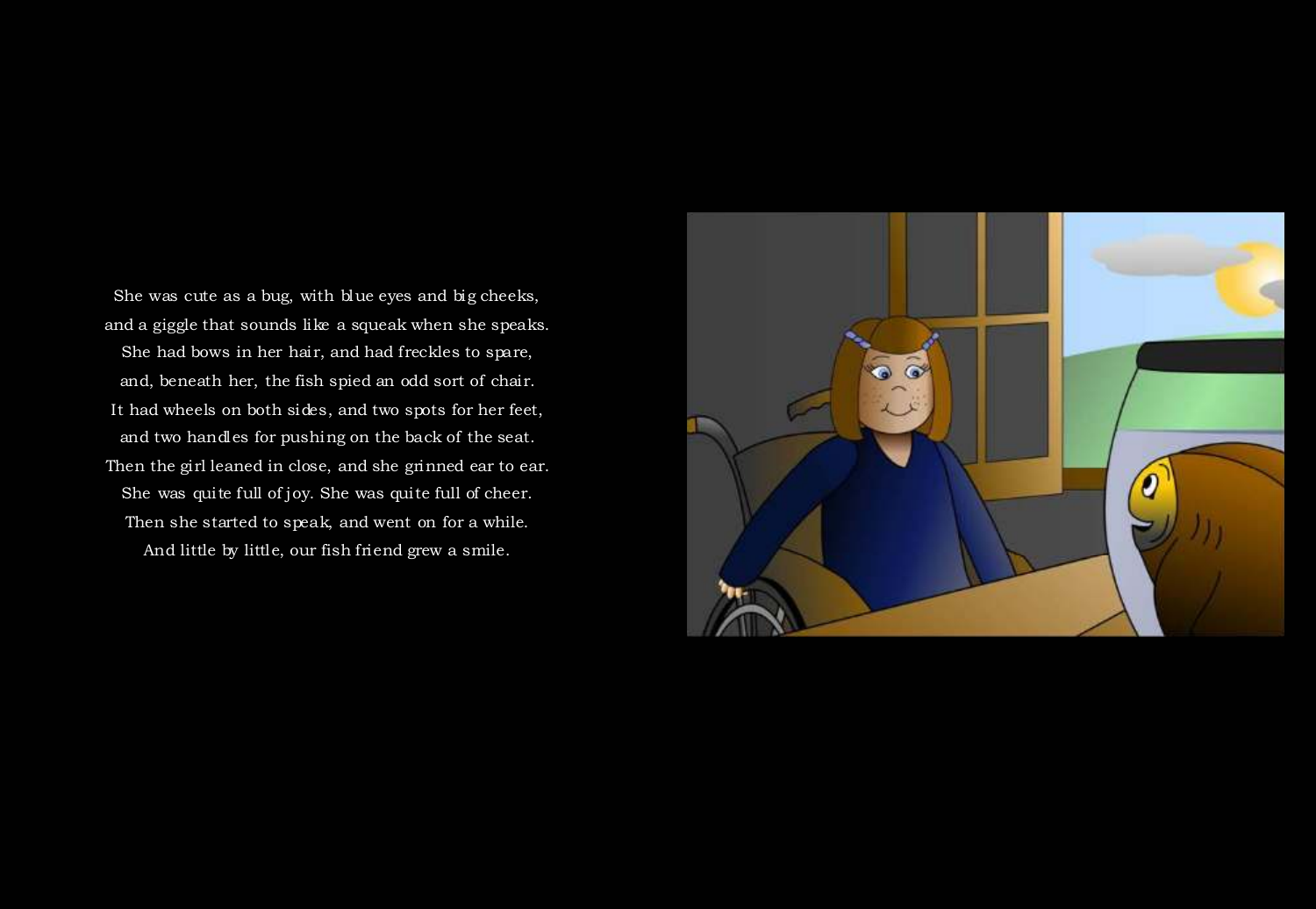She was cute as a bug, with blue eyes and big cheeks,
and a giggle that sounds like a squeak when she speaks.
She had bows in her hair, and had freckles to spare,
and, beneath her, the fish spied an odd sort of chair.
It had wheels on both sides, and two spots for her feet,
and two handles for pushing on the back of the seat.
Then the girl leaned in close, and she grinned ear to ear.
She was quite full of joy. She was quite full of cheer.
Then she started to speak, and went on for a while.
And little by little, our fish friend grew a smile.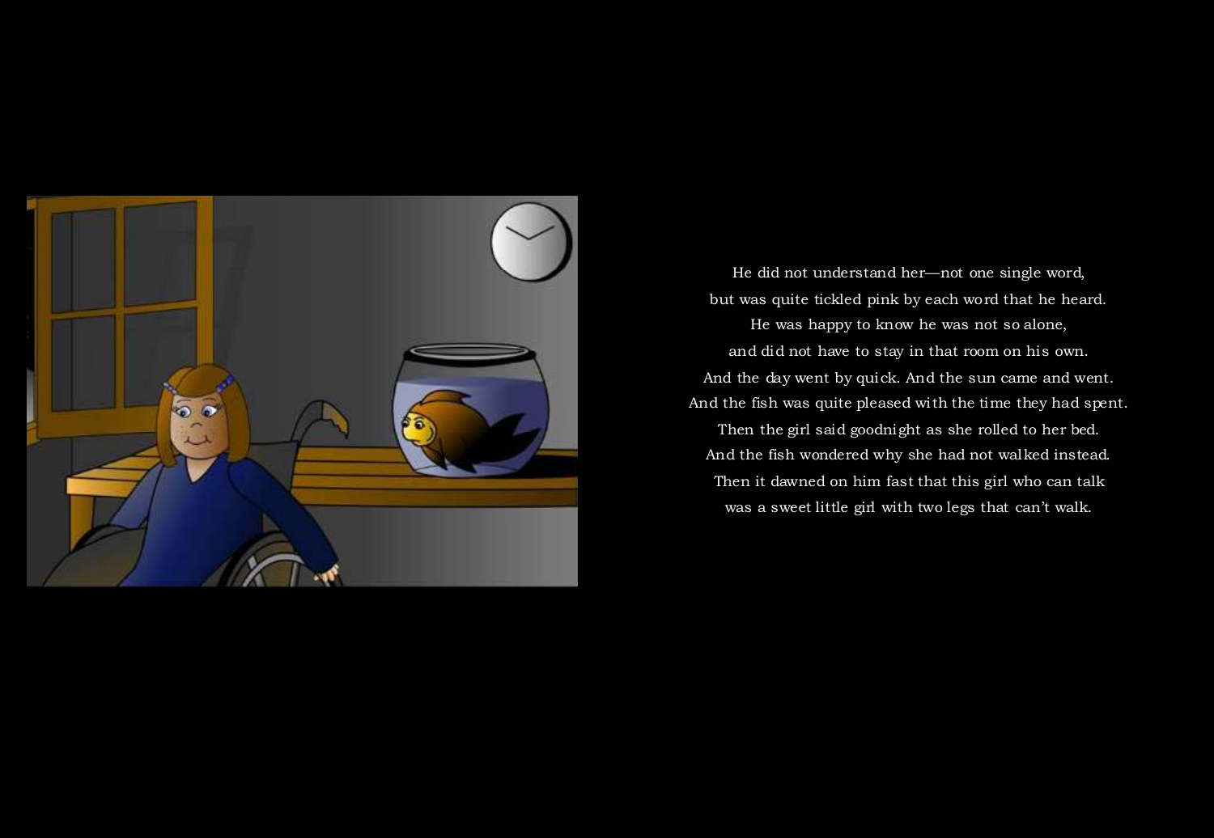He did not understand her—not one single word,
but was quite tickled pink by each word that he heard.
He was happy to know he was not so alone,
and did not have to stay in that room on his own.
And the day went by quick. And the sun came and went.
And the fish was quite pleased with the time they had spent.
Then the girl said goodnight as she rolled to her bed.
And the fish wondered why she had not walked instead.
Then it dawned on him fast that this girl who can talk
was a sweet little girl with two legs that can't walk.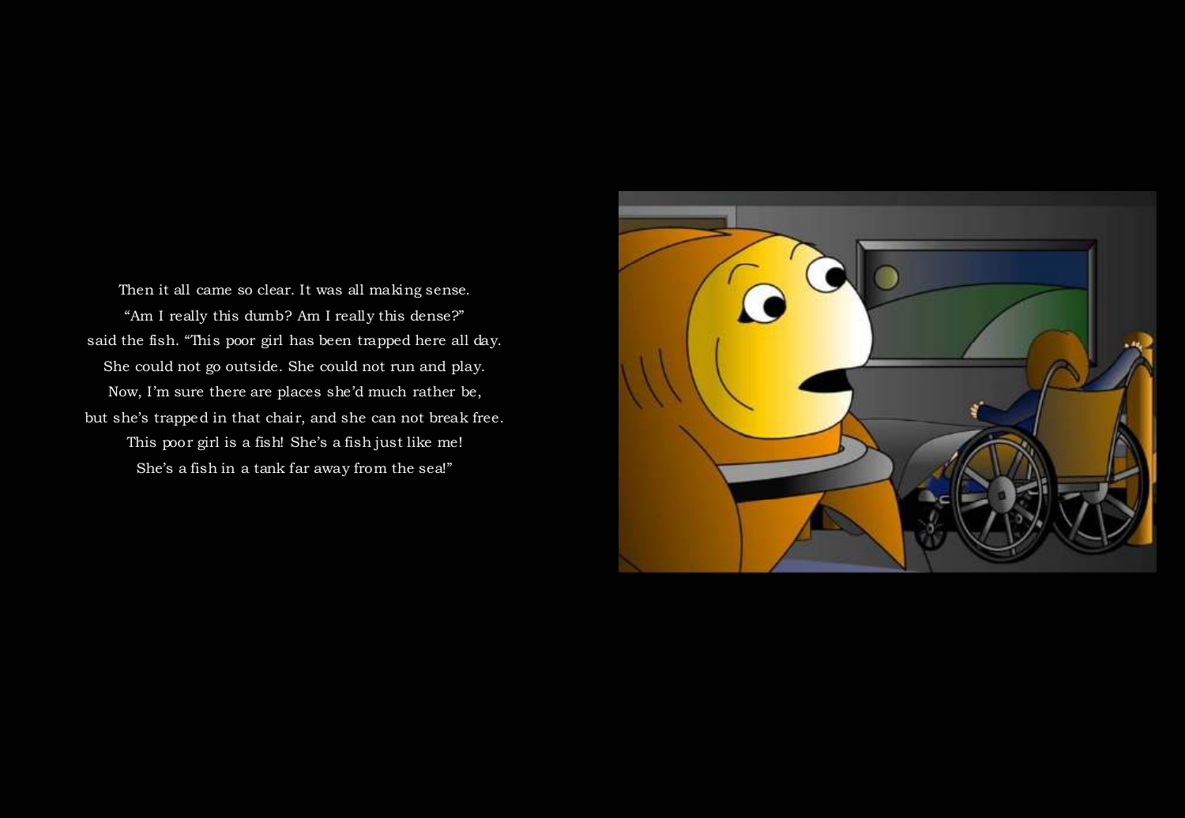Then it all came so clear. It was all making sense.
"Am I really this dumb? Am I really this dense?"
said the fish. "This poor girl has been trapped here all day.
She could not go outside. She could not run and play.
Now, I'm sure there are places she'd much rather be,
but she's trapped in that chair, and she can not break free.
This poor girl is a fish! She's a fish just like me!
She's a fish in a tank far away from the sea!"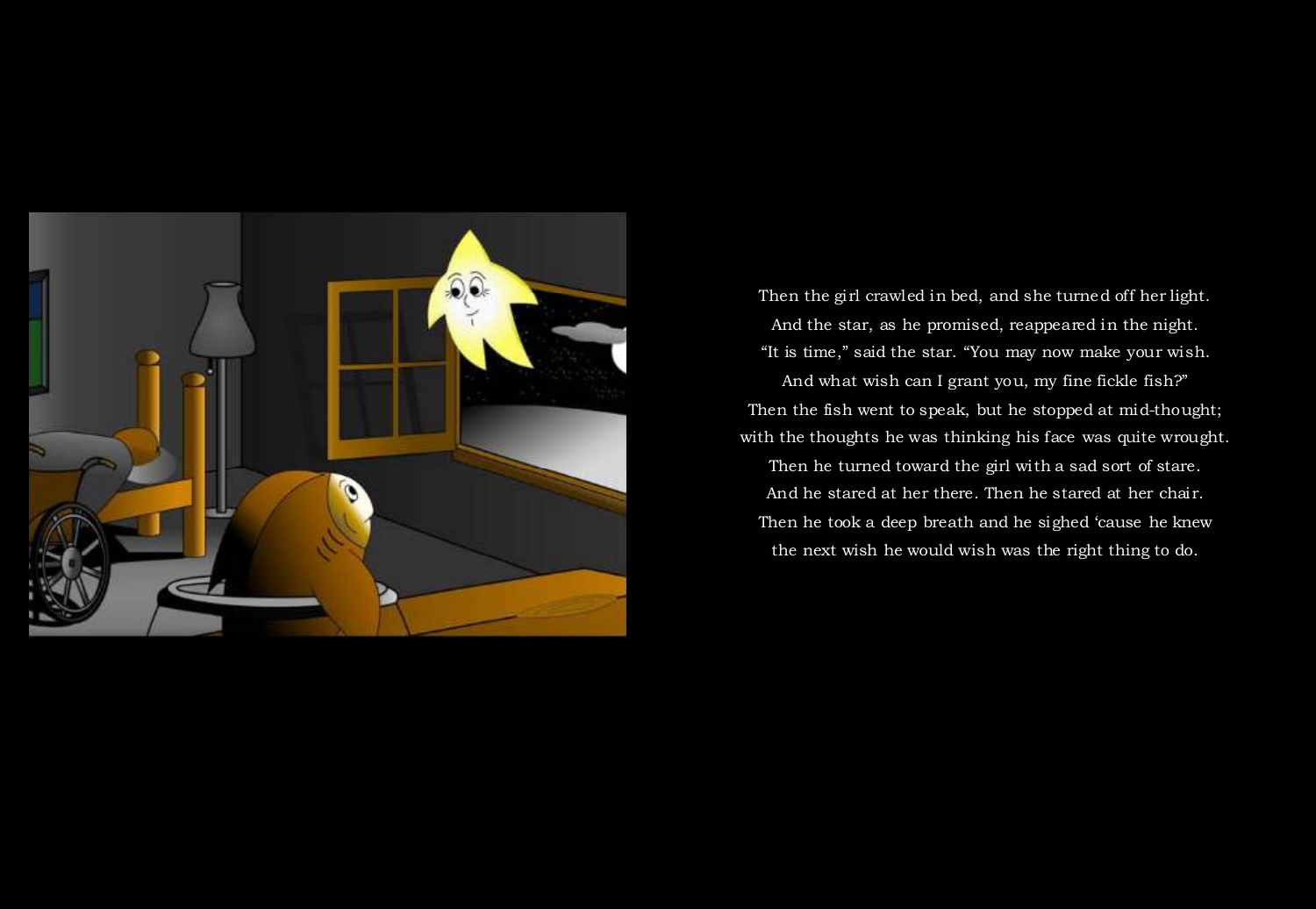Then the girl crawled in bed, and she turned off her light.
And the star, as he promised, reappeared in the night.
"It is time," said the star. "You may now make your wish.
And what wish can I grant you, my fine fickle fish?"
Then the fish went to speak, but he stopped at mid-thought;
with the thoughts he was thinking his face was quite wrought.
Then he turned toward the girl with a sad sort of stare.
And he stared at her there. Then he stared at her chair.
Then he took a deep breath and he sighed 'cause he knew
the next wish he would wish was the right thing to do.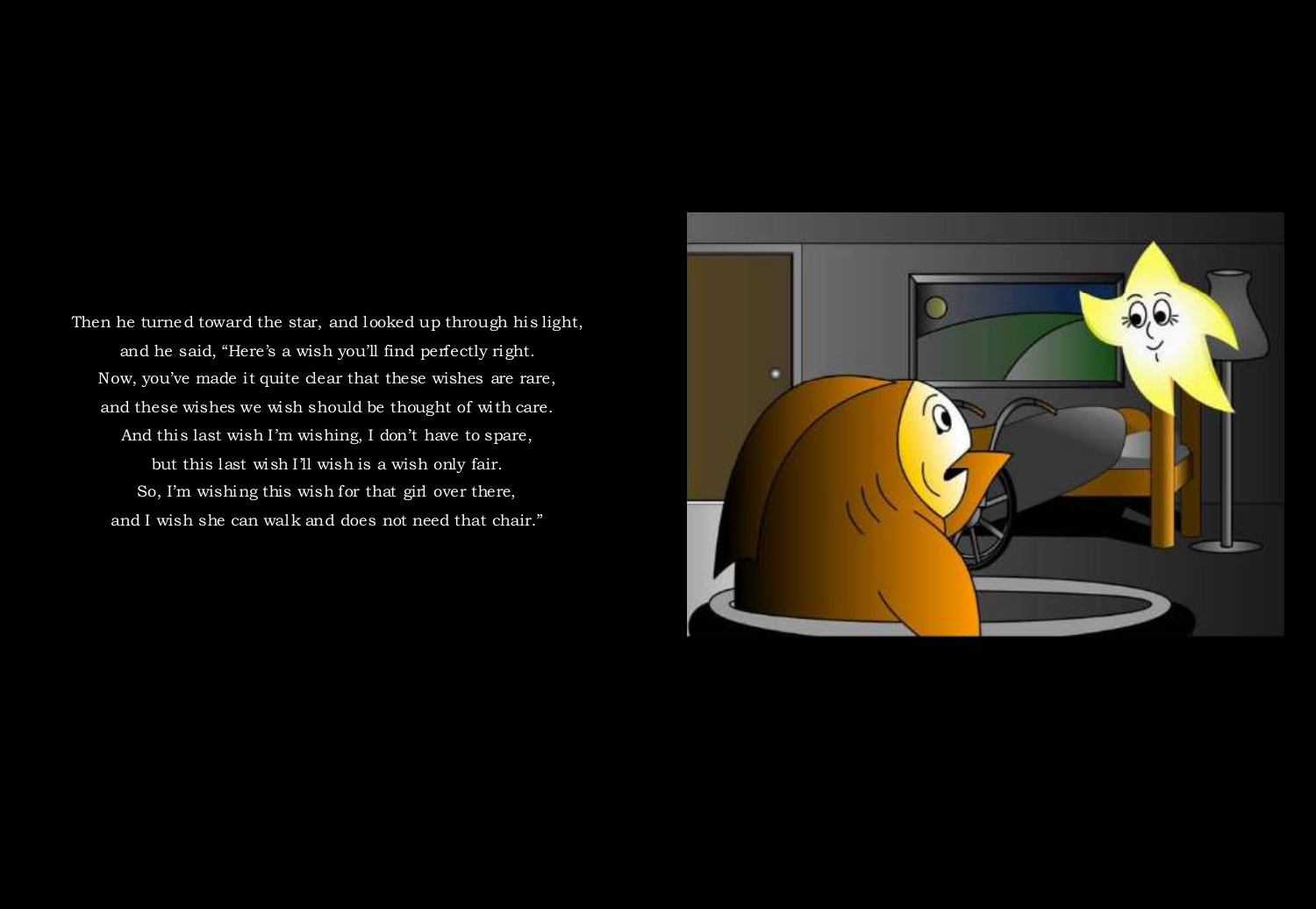Then he turned toward the star, and looked up through his light,
and he said, "Here's a wish you'll find perfectly right.
Now, you've made it quite clear that these wishes are rare,
and these wishes we wish should be thought of with care.
And this last wish I'm wishing, I don't have to spare,
but this last wish I'll wish is a wish only fair.
So, I'm wishing this wish for that girl over there,
and I wish she can walk and does not need that chair."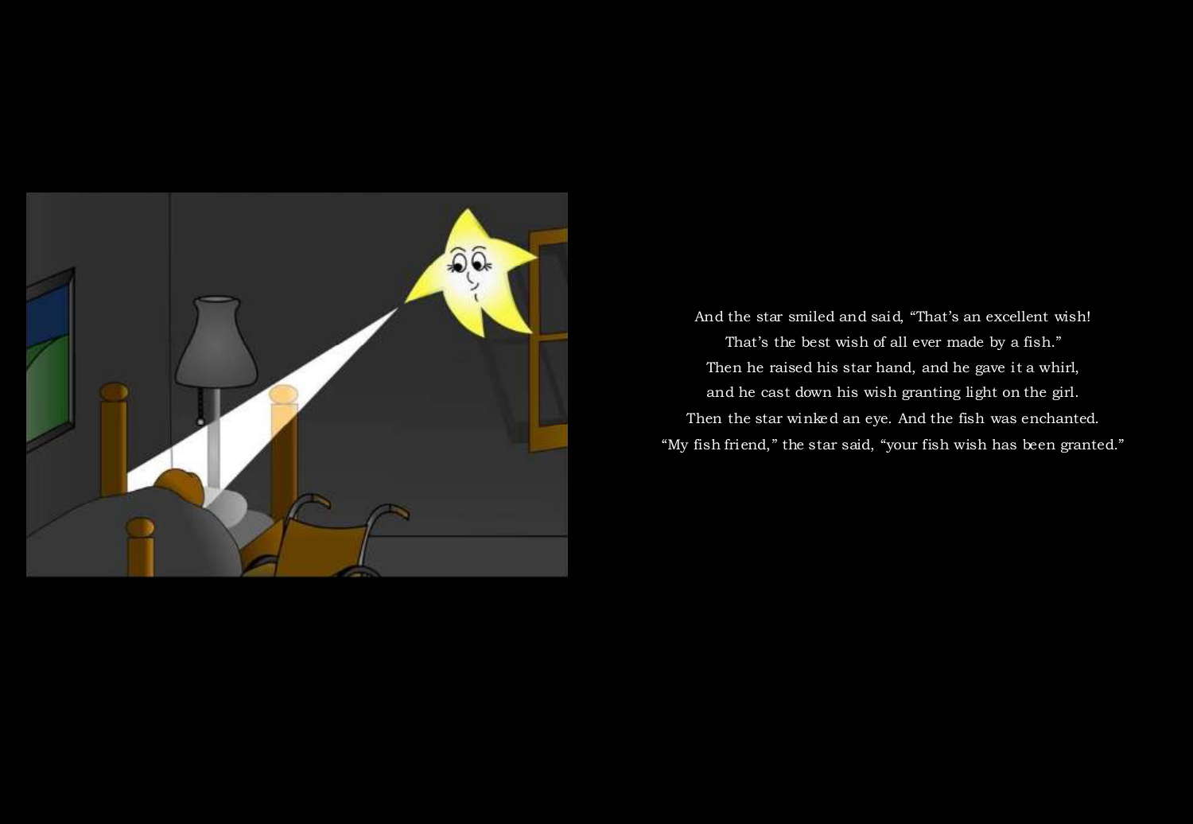And the star smiled and said, “That’s an excellent wish!
That’s the best wish of all ever made by a fish.”
Then he raised his star hand, and he gave it a whirl,
and he cast down his wish granting light on the girl.
Then the star winked an eye. And the fish was enchanted.
“My fish friend,” the star said, “your fish wish has been granted.”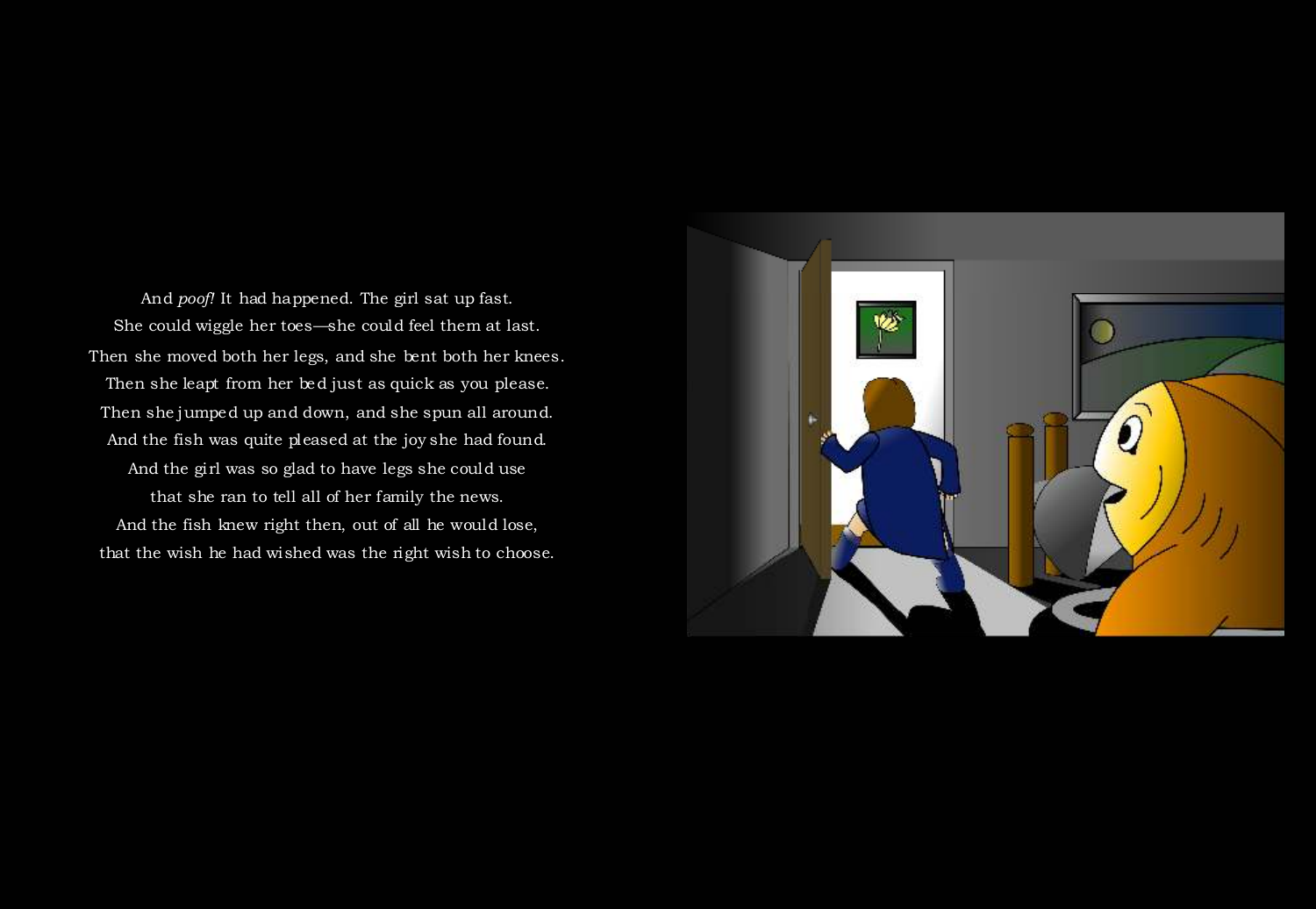And *poof!* It had happened. The girl sat up fast.
She could wiggle her toes—she could feel them at last.
Then she moved both her legs, and she bent both her knees.
Then she leapt from her bed just as quick as you please.
Then she jumped up and down, and she spun all around.
And the fish was quite pleased at the joy she had found.
And the girl was so glad to have legs she could use
that she ran to tell all of her family the news.
And the fish knew right then, out of all he would lose,
that the wish he had wished was the right wish to choose.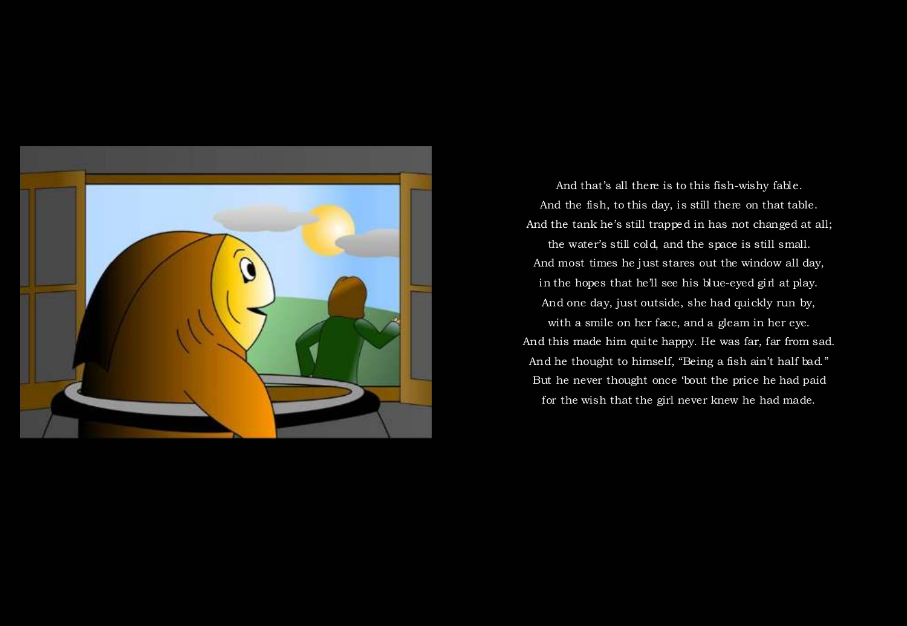And that's all there is to this fish-wishy fable.
And the fish, to this day, is still there on that table.
And the tank he's still trapped in has not changed at all;
the water's still cold, and the space is still small.
And most times he just stares out the window all day,
in the hopes that he'll see his blue-eyed girl at play.
And one day, just outside, she had quickly run by,
with a smile on her face, and a gleam in her eye.
And this made him quite happy. He was far, far from sad.
And he thought to himself, "Being a fish ain't half bad."
But he never thought once 'bout the price he had paid
for the wish that the girl never knew he had made.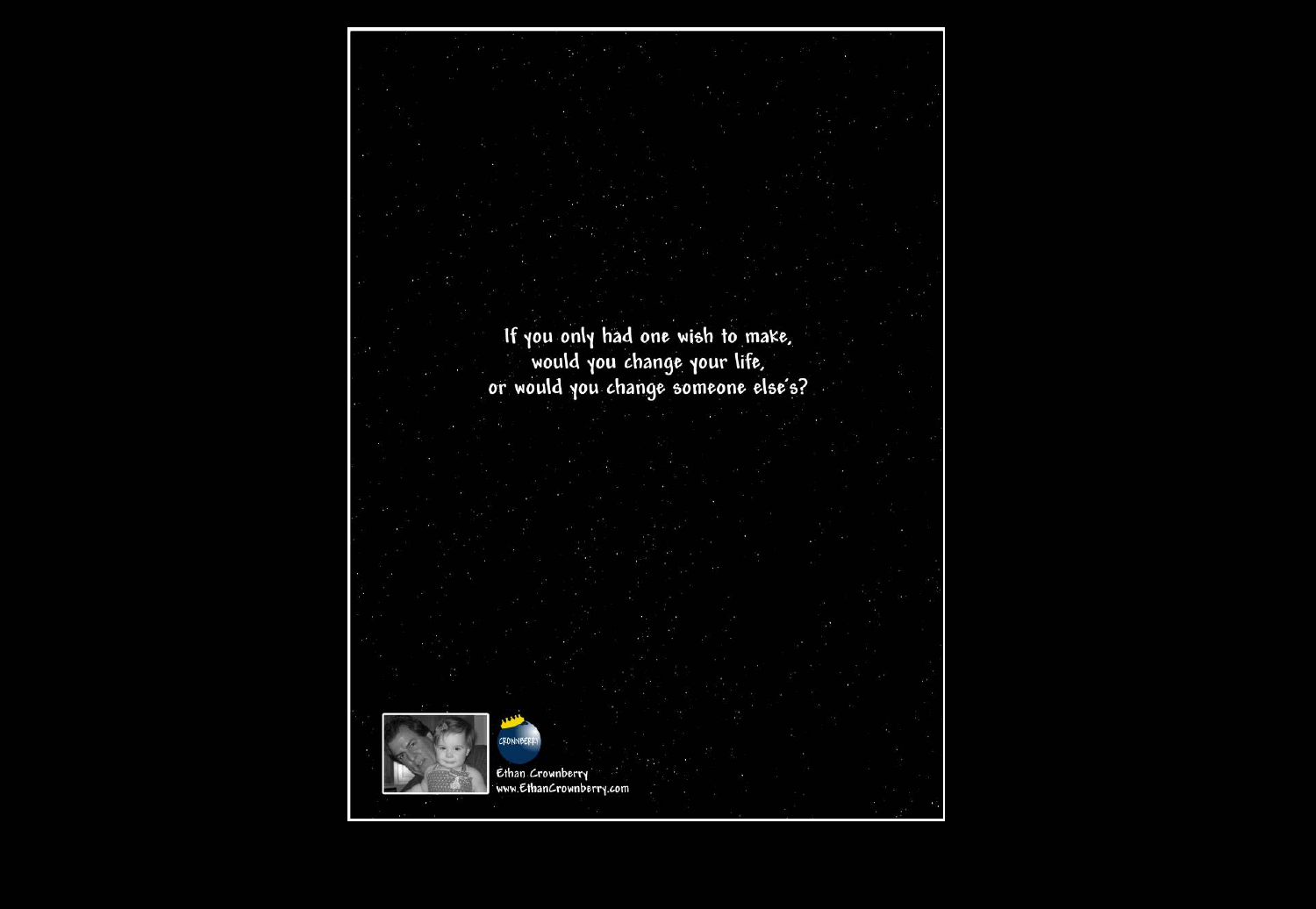If you only had one wish to make,
would you change your life,
or would you change someone else's?

Ethan Crownberry
www.EthanCrownberry.com